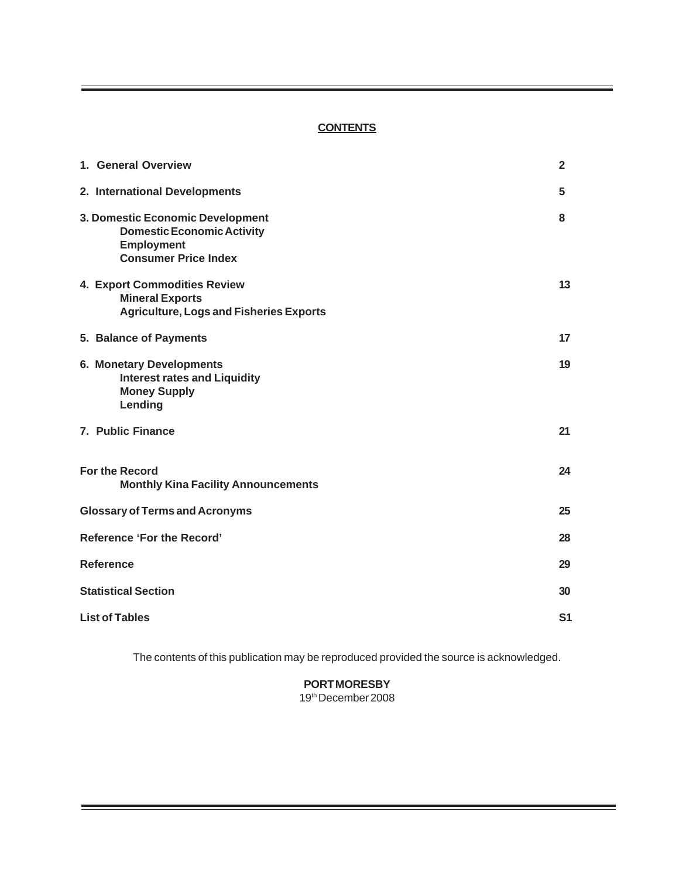# CONTENTS

| | |
|---|---|
| **1. General Overview** | **2** |
| **2. International Developments** | **5** |
| **3. Domestic Economic Development**<br>**Domestic Economic Activity**<br>**Employment**<br>**Consumer Price Index** | **8** |
| **4. Export Commodities Review**<br>**Mineral Exports**<br>**Agriculture, Logs and Fisheries Exports** | **13** |
| **5. Balance of Payments** | **17** |
| **6. Monetary Developments**<br>**Interest rates and Liquidity**<br>**Money Supply**<br>**Lending** | **19** |
| **7. Public Finance** | **21** |
| **For the Record**<br>**Monthly Kina Facility Announcements** | **24** |
| **Glossary of Terms and Acronyms** | **25** |
| **Reference 'For the Record'** | **28** |
| **Reference** | **29** |
| **Statistical Section** | **30** |
| **List of Tables** | **S1** |

The contents of this publication may be reproduced provided the source is acknowledged.

**PORT MORESBY**
19th December 2008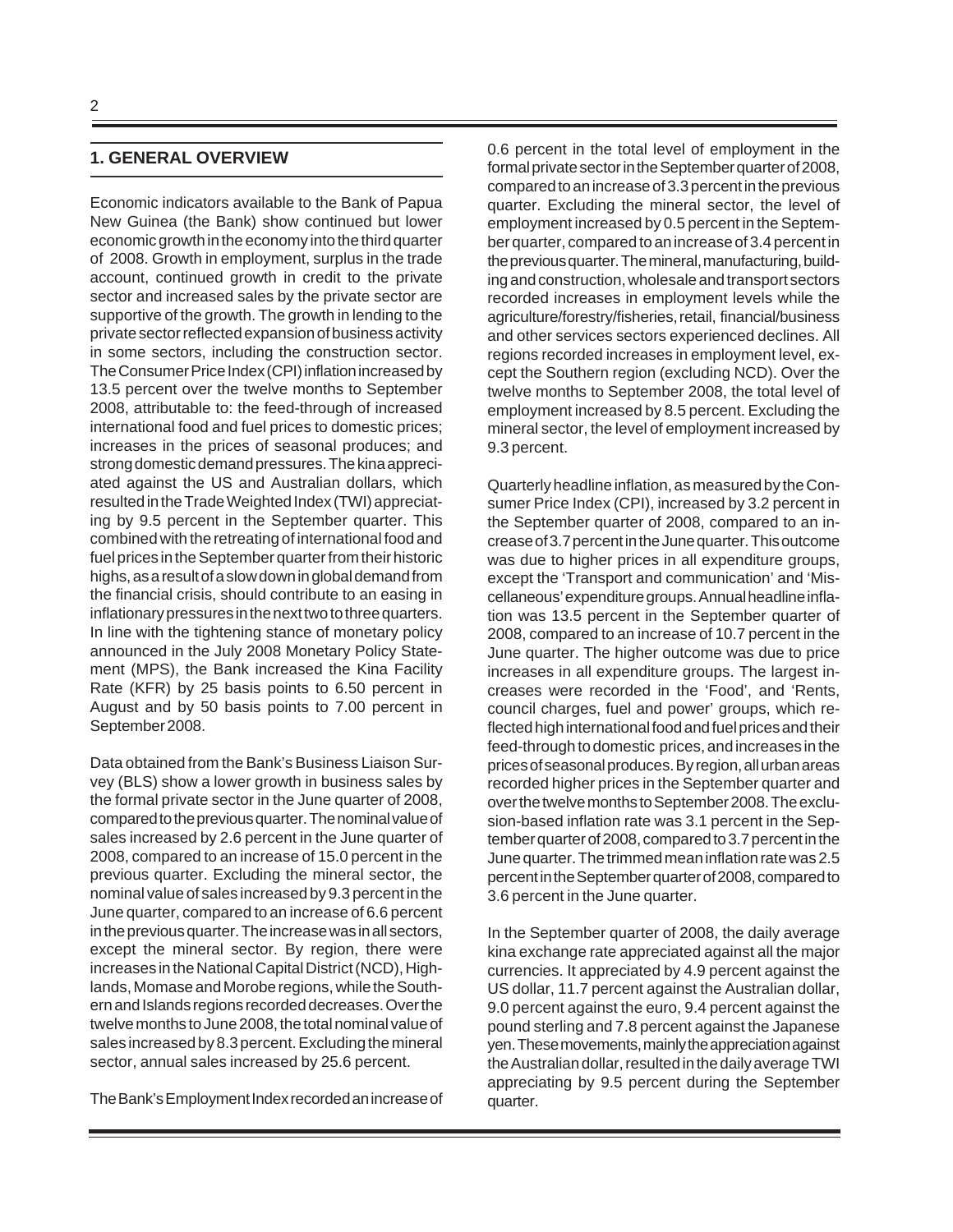## 1. GENERAL OVERVIEW

Economic indicators available to the Bank of Papua New Guinea (the Bank) show continued but lower economic growth in the economy into the third quarter of 2008. Growth in employment, surplus in the trade account, continued growth in credit to the private sector and increased sales by the private sector are supportive of the growth. The growth in lending to the private sector reflected expansion of business activity in some sectors, including the construction sector. The Consumer Price Index (CPI) inflation increased by 13.5 percent over the twelve months to September 2008, attributable to: the feed-through of increased international food and fuel prices to domestic prices; increases in the prices of seasonal produces; and strong domestic demand pressures. The kina appreciated against the US and Australian dollars, which resulted in the Trade Weighted Index (TWI) appreciating by 9.5 percent in the September quarter. This combined with the retreating of international food and fuel prices in the September quarter from their historic highs, as a result of a slowdown in global demand from the financial crisis, should contribute to an easing in inflationary pressures in the next two to three quarters. In line with the tightening stance of monetary policy announced in the July 2008 Monetary Policy Statement (MPS), the Bank increased the Kina Facility Rate (KFR) by 25 basis points to 6.50 percent in August and by 50 basis points to 7.00 percent in September 2008.

Data obtained from the Bank's Business Liaison Survey (BLS) show a lower growth in business sales by the formal private sector in the June quarter of 2008, compared to the previous quarter. The nominal value of sales increased by 2.6 percent in the June quarter of 2008, compared to an increase of 15.0 percent in the previous quarter. Excluding the mineral sector, the nominal value of sales increased by 9.3 percent in the June quarter, compared to an increase of 6.6 percent in the previous quarter. The increase was in all sectors, except the mineral sector. By region, there were increases in the National Capital District (NCD), Highlands, Momase and Morobe regions, while the Southern and Islands regions recorded decreases. Over the twelve months to June 2008, the total nominal value of sales increased by 8.3 percent. Excluding the mineral sector, annual sales increased by 25.6 percent.

The Bank's Employment Index recorded an increase of 0.6 percent in the total level of employment in the formal private sector in the September quarter of 2008, compared to an increase of 3.3 percent in the previous quarter. Excluding the mineral sector, the level of employment increased by 0.5 percent in the September quarter, compared to an increase of 3.4 percent in the previous quarter. The mineral, manufacturing, building and construction, wholesale and transport sectors recorded increases in employment levels while the agriculture/forestry/fisheries, retail, financial/business and other services sectors experienced declines. All regions recorded increases in employment level, except the Southern region (excluding NCD). Over the twelve months to September 2008, the total level of employment increased by 8.5 percent. Excluding the mineral sector, the level of employment increased by 9.3 percent.

Quarterly headline inflation, as measured by the Consumer Price Index (CPI), increased by 3.2 percent in the September quarter of 2008, compared to an increase of 3.7 percent in the June quarter. This outcome was due to higher prices in all expenditure groups, except the 'Transport and communication' and 'Miscellaneous' expenditure groups. Annual headline inflation was 13.5 percent in the September quarter of 2008, compared to an increase of 10.7 percent in the June quarter. The higher outcome was due to price increases in all expenditure groups. The largest increases were recorded in the 'Food', and 'Rents, council charges, fuel and power' groups, which reflected high international food and fuel prices and their feed-through to domestic prices, and increases in the prices of seasonal produces. By region, all urban areas recorded higher prices in the September quarter and over the twelve months to September 2008. The exclusion-based inflation rate was 3.1 percent in the September quarter of 2008, compared to 3.7 percent in the June quarter. The trimmed mean inflation rate was 2.5 percent in the September quarter of 2008, compared to 3.6 percent in the June quarter.

In the September quarter of 2008, the daily average kina exchange rate appreciated against all the major currencies. It appreciated by 4.9 percent against the US dollar, 11.7 percent against the Australian dollar, 9.0 percent against the euro, 9.4 percent against the pound sterling and 7.8 percent against the Japanese yen. These movements, mainly the appreciation against the Australian dollar, resulted in the daily average TWI appreciating by 9.5 percent during the September quarter.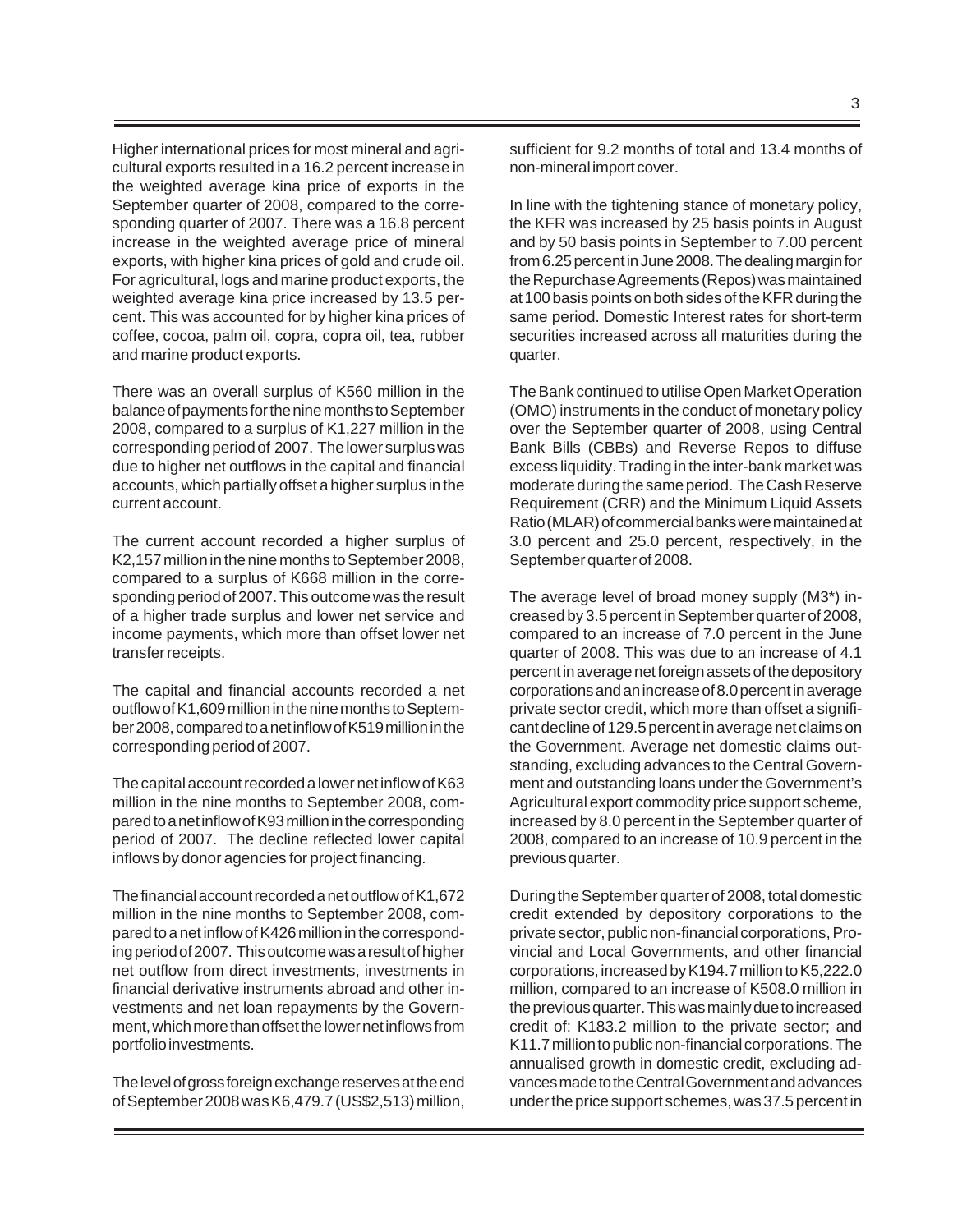Higher international prices for most mineral and agricultural exports resulted in a 16.2 percent increase in the weighted average kina price of exports in the September quarter of 2008, compared to the corresponding quarter of 2007. There was a 16.8 percent increase in the weighted average price of mineral exports, with higher kina prices of gold and crude oil. For agricultural, logs and marine product exports, the weighted average kina price increased by 13.5 percent. This was accounted for by higher kina prices of coffee, cocoa, palm oil, copra, copra oil, tea, rubber and marine product exports.

There was an overall surplus of K560 million in the balance of payments for the nine months to September 2008, compared to a surplus of K1,227 million in the corresponding period of 2007. The lower surplus was due to higher net outflows in the capital and financial accounts, which partially offset a higher surplus in the current account.

The current account recorded a higher surplus of K2,157 million in the nine months to September 2008, compared to a surplus of K668 million in the corresponding period of 2007. This outcome was the result of a higher trade surplus and lower net service and income payments, which more than offset lower net transfer receipts.

The capital and financial accounts recorded a net outflow of K1,609 million in the nine months to September 2008, compared to a net inflow of K519 million in the corresponding period of 2007.

The capital account recorded a lower net inflow of K63 million in the nine months to September 2008, compared to a net inflow of K93 million in the corresponding period of 2007. The decline reflected lower capital inflows by donor agencies for project financing.

The financial account recorded a net outflow of K1,672 million in the nine months to September 2008, compared to a net inflow of K426 million in the corresponding period of 2007. This outcome was a result of higher net outflow from direct investments, investments in financial derivative instruments abroad and other investments and net loan repayments by the Government, which more than offset the lower net inflows from portfolio investments.

The level of gross foreign exchange reserves at the end of September 2008 was K6,479.7 (US$2,513) million, sufficient for 9.2 months of total and 13.4 months of non-mineral import cover.

In line with the tightening stance of monetary policy, the KFR was increased by 25 basis points in August and by 50 basis points in September to 7.00 percent from 6.25 percent in June 2008. The dealing margin for the Repurchase Agreements (Repos) was maintained at 100 basis points on both sides of the KFR during the same period. Domestic Interest rates for short-term securities increased across all maturities during the quarter.

The Bank continued to utilise Open Market Operation (OMO) instruments in the conduct of monetary policy over the September quarter of 2008, using Central Bank Bills (CBBs) and Reverse Repos to diffuse excess liquidity. Trading in the inter-bank market was moderate during the same period. The Cash Reserve Requirement (CRR) and the Minimum Liquid Assets Ratio (MLAR) of commercial banks were maintained at 3.0 percent and 25.0 percent, respectively, in the September quarter of 2008.

The average level of broad money supply (M3*) increased by 3.5 percent in September quarter of 2008, compared to an increase of 7.0 percent in the June quarter of 2008. This was due to an increase of 4.1 percent in average net foreign assets of the depository corporations and an increase of 8.0 percent in average private sector credit, which more than offset a significant decline of 129.5 percent in average net claims on the Government. Average net domestic claims outstanding, excluding advances to the Central Government and outstanding loans under the Government's Agricultural export commodity price support scheme, increased by 8.0 percent in the September quarter of 2008, compared to an increase of 10.9 percent in the previous quarter.

During the September quarter of 2008, total domestic credit extended by depository corporations to the private sector, public non-financial corporations, Provincial and Local Governments, and other financial corporations, increased by K194.7 million to K5,222.0 million, compared to an increase of K508.0 million in the previous quarter. This was mainly due to increased credit of: K183.2 million to the private sector; and K11.7 million to public non-financial corporations. The annualised growth in domestic credit, excluding advances made to the Central Government and advances under the price support schemes, was 37.5 percent in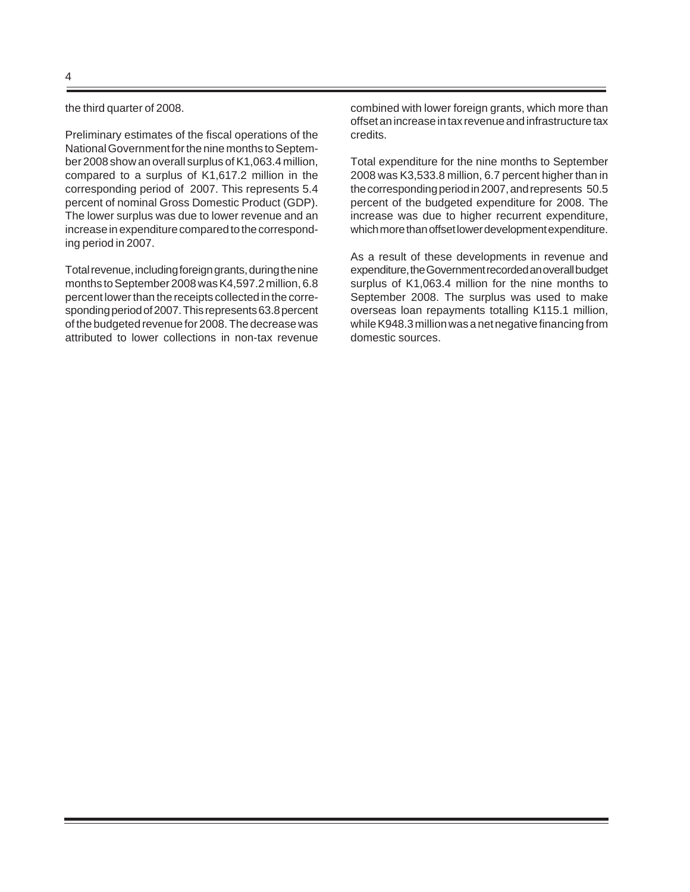the third quarter of 2008.

Preliminary estimates of the fiscal operations of the National Government for the nine months to September 2008 show an overall surplus of K1,063.4 million, compared to a surplus of K1,617.2 million in the corresponding period of 2007. This represents 5.4 percent of nominal Gross Domestic Product (GDP). The lower surplus was due to lower revenue and an increase in expenditure compared to the corresponding period in 2007.

Total revenue, including foreign grants, during the nine months to September 2008 was K4,597.2 million, 6.8 percent lower than the receipts collected in the corresponding period of 2007. This represents 63.8 percent of the budgeted revenue for 2008. The decrease was attributed to lower collections in non-tax revenue combined with lower foreign grants, which more than offset an increase in tax revenue and infrastructure tax credits.

Total expenditure for the nine months to September 2008 was K3,533.8 million, 6.7 percent higher than in the corresponding period in 2007, and represents 50.5 percent of the budgeted expenditure for 2008. The increase was due to higher recurrent expenditure, which more than offset lower development expenditure.

As a result of these developments in revenue and expenditure, the Government recorded an overall budget surplus of K1,063.4 million for the nine months to September 2008. The surplus was used to make overseas loan repayments totalling K115.1 million, while K948.3 million was a net negative financing from domestic sources.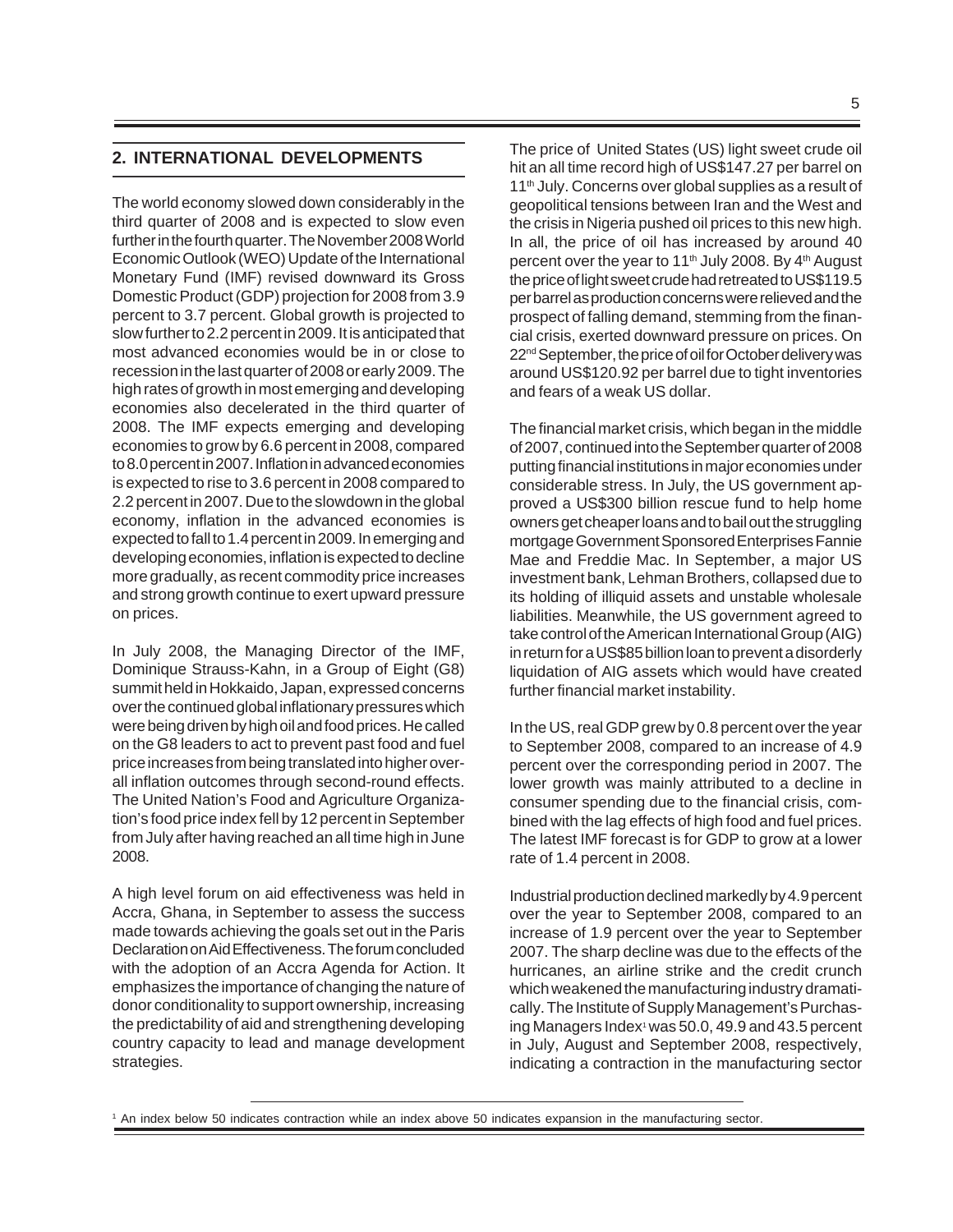## 2. INTERNATIONAL DEVELOPMENTS

The world economy slowed down considerably in the third quarter of 2008 and is expected to slow even further in the fourth quarter. The November 2008 World Economic Outlook (WEO) Update of the International Monetary Fund (IMF) revised downward its Gross Domestic Product (GDP) projection for 2008 from 3.9 percent to 3.7 percent. Global growth is projected to slow further to 2.2 percent in 2009. It is anticipated that most advanced economies would be in or close to recession in the last quarter of 2008 or early 2009. The high rates of growth in most emerging and developing economies also decelerated in the third quarter of 2008. The IMF expects emerging and developing economies to grow by 6.6 percent in 2008, compared to 8.0 percent in 2007. Inflation in advanced economies is expected to rise to 3.6 percent in 2008 compared to 2.2 percent in 2007. Due to the slowdown in the global economy, inflation in the advanced economies is expected to fall to 1.4 percent in 2009. In emerging and developing economies, inflation is expected to decline more gradually, as recent commodity price increases and strong growth continue to exert upward pressure on prices.

In July 2008, the Managing Director of the IMF, Dominique Strauss-Kahn, in a Group of Eight (G8) summit held in Hokkaido, Japan, expressed concerns over the continued global inflationary pressures which were being driven by high oil and food prices. He called on the G8 leaders to act to prevent past food and fuel price increases from being translated into higher overall inflation outcomes through second-round effects. The United Nation's Food and Agriculture Organization's food price index fell by 12 percent in September from July after having reached an all time high in June 2008.

A high level forum on aid effectiveness was held in Accra, Ghana, in September to assess the success made towards achieving the goals set out in the Paris Declaration on Aid Effectiveness. The forum concluded with the adoption of an Accra Agenda for Action. It emphasizes the importance of changing the nature of donor conditionality to support ownership, increasing the predictability of aid and strengthening developing country capacity to lead and manage development strategies.

The price of United States (US) light sweet crude oil hit an all time record high of US$147.27 per barrel on 11th July. Concerns over global supplies as a result of geopolitical tensions between Iran and the West and the crisis in Nigeria pushed oil prices to this new high. In all, the price of oil has increased by around 40 percent over the year to 11th July 2008. By 4th August the price of light sweet crude had retreated to US$119.5 per barrel as production concerns were relieved and the prospect of falling demand, stemming from the financial crisis, exerted downward pressure on prices. On 22nd September, the price of oil for October delivery was around US$120.92 per barrel due to tight inventories and fears of a weak US dollar.

The financial market crisis, which began in the middle of 2007, continued into the September quarter of 2008 putting financial institutions in major economies under considerable stress. In July, the US government approved a US$300 billion rescue fund to help home owners get cheaper loans and to bail out the struggling mortgage Government Sponsored Enterprises Fannie Mae and Freddie Mac. In September, a major US investment bank, Lehman Brothers, collapsed due to its holding of illiquid assets and unstable wholesale liabilities. Meanwhile, the US government agreed to take control of the American International Group (AIG) in return for a US$85 billion loan to prevent a disorderly liquidation of AIG assets which would have created further financial market instability.

In the US, real GDP grew by 0.8 percent over the year to September 2008, compared to an increase of 4.9 percent over the corresponding period in 2007. The lower growth was mainly attributed to a decline in consumer spending due to the financial crisis, combined with the lag effects of high food and fuel prices. The latest IMF forecast is for GDP to grow at a lower rate of 1.4 percent in 2008.

Industrial production declined markedly by 4.9 percent over the year to September 2008, compared to an increase of 1.9 percent over the year to September 2007. The sharp decline was due to the effects of the hurricanes, an airline strike and the credit crunch which weakened the manufacturing industry dramatically. The Institute of Supply Management's Purchasing Managers Index[1] was 50.0, 49.9 and 43.5 percent in July, August and September 2008, respectively, indicating a contraction in the manufacturing sector

---

[1] An index below 50 indicates contraction while an index above 50 indicates expansion in the manufacturing sector.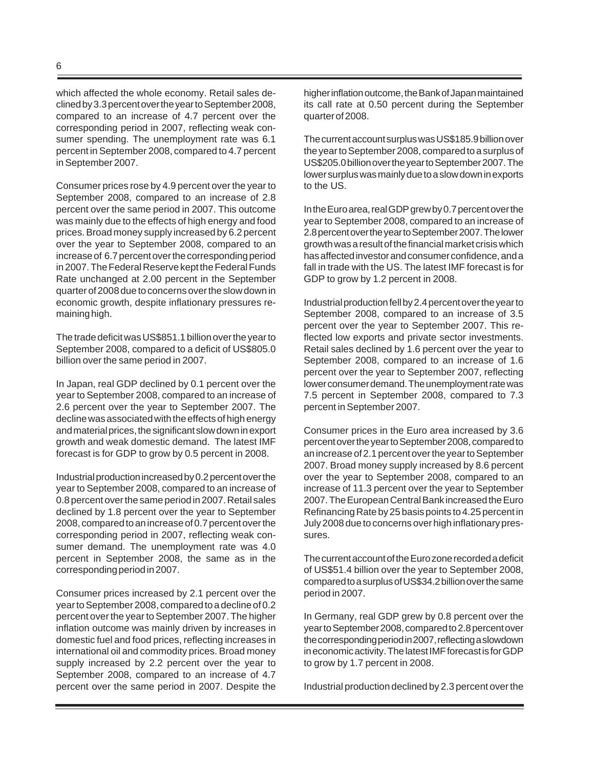which affected the whole economy. Retail sales declined by 3.3 percent over the year to September 2008, compared to an increase of 4.7 percent over the corresponding period in 2007, reflecting weak consumer spending. The unemployment rate was 6.1 percent in September 2008, compared to 4.7 percent in September 2007.

Consumer prices rose by 4.9 percent over the year to September 2008, compared to an increase of 2.8 percent over the same period in 2007. This outcome was mainly due to the effects of high energy and food prices. Broad money supply increased by 6.2 percent over the year to September 2008, compared to an increase of 6.7 percent over the corresponding period in 2007. The Federal Reserve kept the Federal Funds Rate unchanged at 2.00 percent in the September quarter of 2008 due to concerns over the slow down in economic growth, despite inflationary pressures remaining high.

The trade deficit was US$851.1 billion over the year to September 2008, compared to a deficit of US$805.0 billion over the same period in 2007.

In Japan, real GDP declined by 0.1 percent over the year to September 2008, compared to an increase of 2.6 percent over the year to September 2007. The decline was associated with the effects of high energy and material prices, the significant slowdown in export growth and weak domestic demand. The latest IMF forecast is for GDP to grow by 0.5 percent in 2008.

Industrial production increased by 0.2 percent over the year to September 2008, compared to an increase of 0.8 percent over the same period in 2007. Retail sales declined by 1.8 percent over the year to September 2008, compared to an increase of 0.7 percent over the corresponding period in 2007, reflecting weak consumer demand. The unemployment rate was 4.0 percent in September 2008, the same as in the corresponding period in 2007.

Consumer prices increased by 2.1 percent over the year to September 2008, compared to a decline of 0.2 percent over the year to September 2007. The higher inflation outcome was mainly driven by increases in domestic fuel and food prices, reflecting increases in international oil and commodity prices. Broad money supply increased by 2.2 percent over the year to September 2008, compared to an increase of 4.7 percent over the same period in 2007. Despite the higher inflation outcome, the Bank of Japan maintained its call rate at 0.50 percent during the September quarter of 2008.

The current account surplus was US$185.9 billion over the year to September 2008, compared to a surplus of US$205.0 billion over the year to September 2007. The lower surplus was mainly due to a slowdown in exports to the US.

In the Euro area, real GDP grew by 0.7 percent over the year to September 2008, compared to an increase of 2.8 percent over the year to September 2007. The lower growth was a result of the financial market crisis which has affected investor and consumer confidence, and a fall in trade with the US. The latest IMF forecast is for GDP to grow by 1.2 percent in 2008.

Industrial production fell by 2.4 percent over the year to September 2008, compared to an increase of 3.5 percent over the year to September 2007. This reflected low exports and private sector investments. Retail sales declined by 1.6 percent over the year to September 2008, compared to an increase of 1.6 percent over the year to September 2007, reflecting lower consumer demand. The unemployment rate was 7.5 percent in September 2008, compared to 7.3 percent in September 2007.

Consumer prices in the Euro area increased by 3.6 percent over the year to September 2008, compared to an increase of 2.1 percent over the year to September 2007. Broad money supply increased by 8.6 percent over the year to September 2008, compared to an increase of 11.3 percent over the year to September 2007. The European Central Bank increased the Euro Refinancing Rate by 25 basis points to 4.25 percent in July 2008 due to concerns over high inflationary pressures.

The current account of the Euro zone recorded a deficit of US$51.4 billion over the year to September 2008, compared to a surplus of US$34.2 billion over the same period in 2007.

In Germany, real GDP grew by 0.8 percent over the year to September 2008, compared to 2.8 percent over the corresponding period in 2007, reflecting a slowdown in economic activity. The latest IMF forecast is for GDP to grow by 1.7 percent in 2008.

Industrial production declined by 2.3 percent over the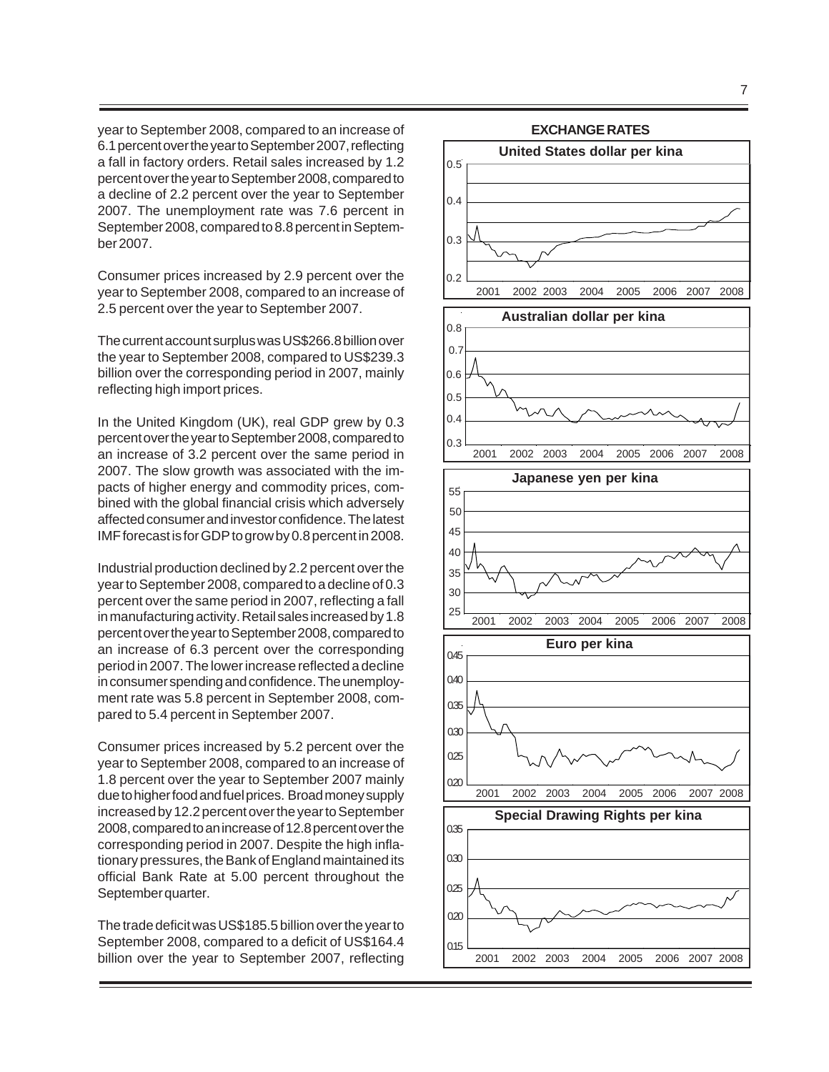year to September 2008, compared to an increase of 6.1 percent over the year to September 2007, reflecting a fall in factory orders. Retail sales increased by 1.2 percent over the year to September 2008, compared to a decline of 2.2 percent over the year to September 2007. The unemployment rate was 7.6 percent in September 2008, compared to 8.8 percent in September 2007.

Consumer prices increased by 2.9 percent over the year to September 2008, compared to an increase of 2.5 percent over the year to September 2007.

The current account surplus was US$266.8 billion over the year to September 2008, compared to US$239.3 billion over the corresponding period in 2007, mainly reflecting high import prices.

In the United Kingdom (UK), real GDP grew by 0.3 percent over the year to September 2008, compared to an increase of 3.2 percent over the same period in 2007. The slow growth was associated with the impacts of higher energy and commodity prices, combined with the global financial crisis which adversely affected consumer and investor confidence. The latest IMF forecast is for GDP to grow by 0.8 percent in 2008.

Industrial production declined by 2.2 percent over the year to September 2008, compared to a decline of 0.3 percent over the same period in 2007, reflecting a fall in manufacturing activity. Retail sales increased by 1.8 percent over the year to September 2008, compared to an increase of 6.3 percent over the corresponding period in 2007. The lower increase reflected a decline in consumer spending and confidence. The unemployment rate was 5.8 percent in September 2008, compared to 5.4 percent in September 2007.

Consumer prices increased by 5.2 percent over the year to September 2008, compared to an increase of 1.8 percent over the year to September 2007 mainly due to higher food and fuel prices. Broad money supply increased by 12.2 percent over the year to September 2008, compared to an increase of 12.8 percent over the corresponding period in 2007. Despite the high inflationary pressures, the Bank of England maintained its official Bank Rate at 5.00 percent throughout the September quarter.

The trade deficit was US$185.5 billion over the year to September 2008, compared to a deficit of US$164.4 billion over the year to September 2007, reflecting

**EXCHANGE RATES**

United States dollar per kina

Australian dollar per kina

Japanese yen per kina

Euro per kina

Special Drawing Rights per kina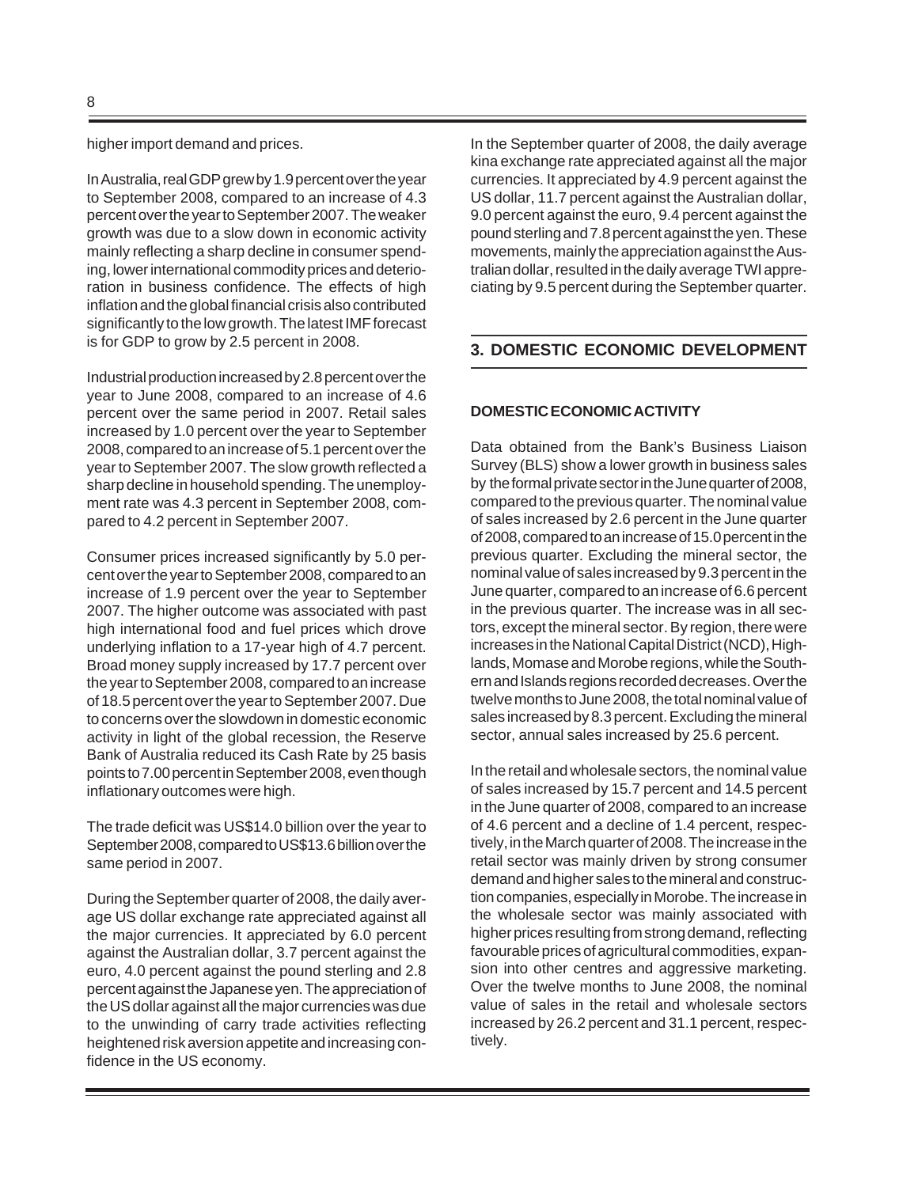higher import demand and prices.

In Australia, real GDP grew by 1.9 percent over the year to September 2008, compared to an increase of 4.3 percent over the year to September 2007. The weaker growth was due to a slow down in economic activity mainly reflecting a sharp decline in consumer spending, lower international commodity prices and deterioration in business confidence. The effects of high inflation and the global financial crisis also contributed significantly to the low growth. The latest IMF forecast is for GDP to grow by 2.5 percent in 2008.

Industrial production increased by 2.8 percent over the year to June 2008, compared to an increase of 4.6 percent over the same period in 2007. Retail sales increased by 1.0 percent over the year to September 2008, compared to an increase of 5.1 percent over the year to September 2007. The slow growth reflected a sharp decline in household spending. The unemployment rate was 4.3 percent in September 2008, compared to 4.2 percent in September 2007.

Consumer prices increased significantly by 5.0 percent over the year to September 2008, compared to an increase of 1.9 percent over the year to September 2007. The higher outcome was associated with past high international food and fuel prices which drove underlying inflation to a 17-year high of 4.7 percent. Broad money supply increased by 17.7 percent over the year to September 2008, compared to an increase of 18.5 percent over the year to September 2007. Due to concerns over the slowdown in domestic economic activity in light of the global recession, the Reserve Bank of Australia reduced its Cash Rate by 25 basis points to 7.00 percent in September 2008, even though inflationary outcomes were high.

The trade deficit was US$14.0 billion over the year to September 2008, compared to US$13.6 billion over the same period in 2007.

During the September quarter of 2008, the daily average US dollar exchange rate appreciated against all the major currencies. It appreciated by 6.0 percent against the Australian dollar, 3.7 percent against the euro, 4.0 percent against the pound sterling and 2.8 percent against the Japanese yen. The appreciation of the US dollar against all the major currencies was due to the unwinding of carry trade activities reflecting heightened risk aversion appetite and increasing confidence in the US economy.

In the September quarter of 2008, the daily average kina exchange rate appreciated against all the major currencies. It appreciated by 4.9 percent against the US dollar, 11.7 percent against the Australian dollar, 9.0 percent against the euro, 9.4 percent against the pound sterling and 7.8 percent against the yen. These movements, mainly the appreciation against the Australian dollar, resulted in the daily average TWI appreciating by 9.5 percent during the September quarter.

## 3. DOMESTIC ECONOMIC DEVELOPMENT

### DOMESTIC ECONOMIC ACTIVITY

Data obtained from the Bank's Business Liaison Survey (BLS) show a lower growth in business sales by the formal private sector in the June quarter of 2008, compared to the previous quarter. The nominal value of sales increased by 2.6 percent in the June quarter of 2008, compared to an increase of 15.0 percent in the previous quarter. Excluding the mineral sector, the nominal value of sales increased by 9.3 percent in the June quarter, compared to an increase of 6.6 percent in the previous quarter. The increase was in all sectors, except the mineral sector. By region, there were increases in the National Capital District (NCD), Highlands, Momase and Morobe regions, while the Southern and Islands regions recorded decreases. Over the twelve months to June 2008, the total nominal value of sales increased by 8.3 percent. Excluding the mineral sector, annual sales increased by 25.6 percent.

In the retail and wholesale sectors, the nominal value of sales increased by 15.7 percent and 14.5 percent in the June quarter of 2008, compared to an increase of 4.6 percent and a decline of 1.4 percent, respectively, in the March quarter of 2008. The increase in the retail sector was mainly driven by strong consumer demand and higher sales to the mineral and construction companies, especially in Morobe. The increase in the wholesale sector was mainly associated with higher prices resulting from strong demand, reflecting favourable prices of agricultural commodities, expansion into other centres and aggressive marketing. Over the twelve months to June 2008, the nominal value of sales in the retail and wholesale sectors increased by 26.2 percent and 31.1 percent, respectively.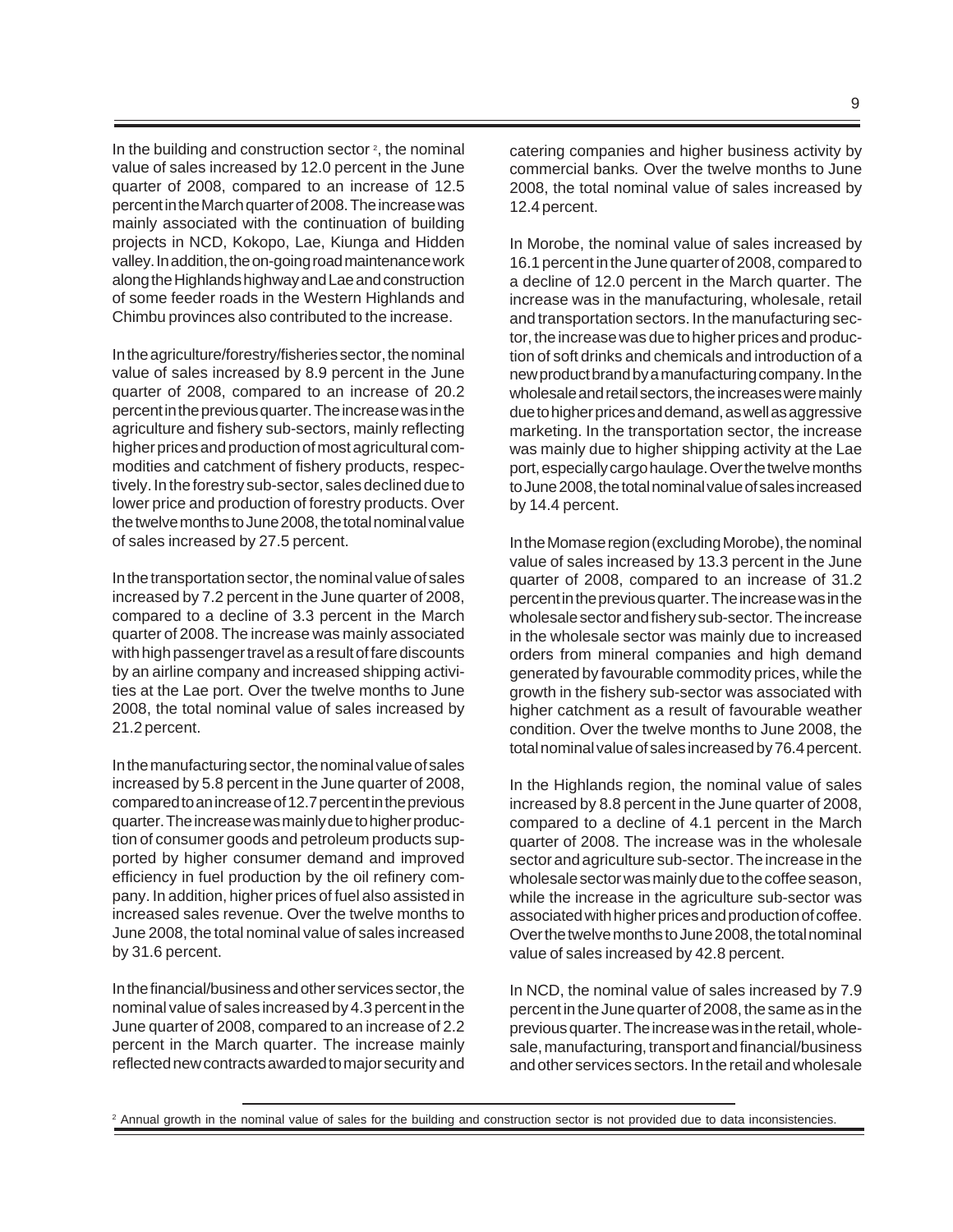In the building and construction sector [2], the nominal value of sales increased by 12.0 percent in the June quarter of 2008, compared to an increase of 12.5 percent in the March quarter of 2008. The increase was mainly associated with the continuation of building projects in NCD, Kokopo, Lae, Kiunga and Hidden valley. In addition, the on-going road maintenance work along the Highlands highway and Lae and construction of some feeder roads in the Western Highlands and Chimbu provinces also contributed to the increase.

In the agriculture/forestry/fisheries sector, the nominal value of sales increased by 8.9 percent in the June quarter of 2008, compared to an increase of 20.2 percent in the previous quarter. The increase was in the agriculture and fishery sub-sectors, mainly reflecting higher prices and production of most agricultural commodities and catchment of fishery products, respectively. In the forestry sub-sector, sales declined due to lower price and production of forestry products. Over the twelve months to June 2008, the total nominal value of sales increased by 27.5 percent.

In the transportation sector, the nominal value of sales increased by 7.2 percent in the June quarter of 2008, compared to a decline of 3.3 percent in the March quarter of 2008. The increase was mainly associated with high passenger travel as a result of fare discounts by an airline company and increased shipping activities at the Lae port. Over the twelve months to June 2008, the total nominal value of sales increased by 21.2 percent.

In the manufacturing sector, the nominal value of sales increased by 5.8 percent in the June quarter of 2008, compared to an increase of 12.7 percent in the previous quarter. The increase was mainly due to higher production of consumer goods and petroleum products supported by higher consumer demand and improved efficiency in fuel production by the oil refinery company. In addition, higher prices of fuel also assisted in increased sales revenue. Over the twelve months to June 2008, the total nominal value of sales increased by 31.6 percent.

In the financial/business and other services sector, the nominal value of sales increased by 4.3 percent in the June quarter of 2008, compared to an increase of 2.2 percent in the March quarter. The increase mainly reflected new contracts awarded to major security and catering companies and higher business activity by commercial banks. Over the twelve months to June 2008, the total nominal value of sales increased by 12.4 percent.

In Morobe, the nominal value of sales increased by 16.1 percent in the June quarter of 2008, compared to a decline of 12.0 percent in the March quarter. The increase was in the manufacturing, wholesale, retail and transportation sectors. In the manufacturing sector, the increase was due to higher prices and production of soft drinks and chemicals and introduction of a new product brand by a manufacturing company. In the wholesale and retail sectors, the increases were mainly due to higher prices and demand, as well as aggressive marketing. In the transportation sector, the increase was mainly due to higher shipping activity at the Lae port, especially cargo haulage. Over the twelve months to June 2008, the total nominal value of sales increased by 14.4 percent.

In the Momase region (excluding Morobe), the nominal value of sales increased by 13.3 percent in the June quarter of 2008, compared to an increase of 31.2 percent in the previous quarter. The increase was in the wholesale sector and fishery sub-sector. The increase in the wholesale sector was mainly due to increased orders from mineral companies and high demand generated by favourable commodity prices, while the growth in the fishery sub-sector was associated with higher catchment as a result of favourable weather condition. Over the twelve months to June 2008, the total nominal value of sales increased by 76.4 percent.

In the Highlands region, the nominal value of sales increased by 8.8 percent in the June quarter of 2008, compared to a decline of 4.1 percent in the March quarter of 2008. The increase was in the wholesale sector and agriculture sub-sector. The increase in the wholesale sector was mainly due to the coffee season, while the increase in the agriculture sub-sector was associated with higher prices and production of coffee. Over the twelve months to June 2008, the total nominal value of sales increased by 42.8 percent.

In NCD, the nominal value of sales increased by 7.9 percent in the June quarter of 2008, the same as in the previous quarter. The increase was in the retail, wholesale, manufacturing, transport and financial/business and other services sectors. In the retail and wholesale

[2] Annual growth in the nominal value of sales for the building and construction sector is not provided due to data inconsistencies.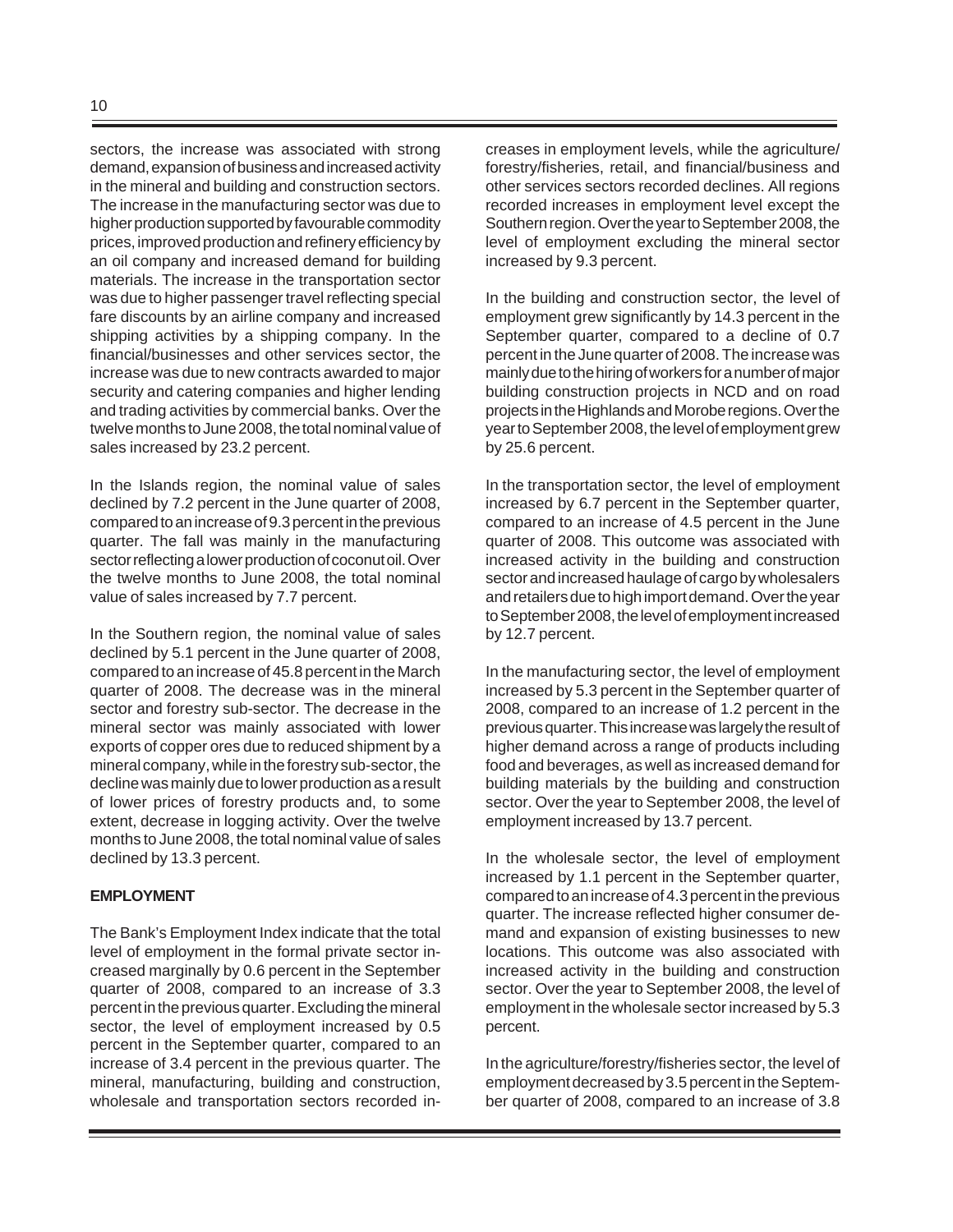sectors, the increase was associated with strong demand, expansion of business and increased activity in the mineral and building and construction sectors. The increase in the manufacturing sector was due to higher production supported by favourable commodity prices, improved production and refinery efficiency by an oil company and increased demand for building materials. The increase in the transportation sector was due to higher passenger travel reflecting special fare discounts by an airline company and increased shipping activities by a shipping company. In the financial/businesses and other services sector, the increase was due to new contracts awarded to major security and catering companies and higher lending and trading activities by commercial banks. Over the twelve months to June 2008, the total nominal value of sales increased by 23.2 percent.

In the Islands region, the nominal value of sales declined by 7.2 percent in the June quarter of 2008, compared to an increase of 9.3 percent in the previous quarter. The fall was mainly in the manufacturing sector reflecting a lower production of coconut oil. Over the twelve months to June 2008, the total nominal value of sales increased by 7.7 percent.

In the Southern region, the nominal value of sales declined by 5.1 percent in the June quarter of 2008, compared to an increase of 45.8 percent in the March quarter of 2008. The decrease was in the mineral sector and forestry sub-sector. The decrease in the mineral sector was mainly associated with lower exports of copper ores due to reduced shipment by a mineral company, while in the forestry sub-sector, the decline was mainly due to lower production as a result of lower prices of forestry products and, to some extent, decrease in logging activity. Over the twelve months to June 2008, the total nominal value of sales declined by 13.3 percent.

**EMPLOYMENT**

The Bank's Employment Index indicate that the total level of employment in the formal private sector increased marginally by 0.6 percent in the September quarter of 2008, compared to an increase of 3.3 percent in the previous quarter. Excluding the mineral sector, the level of employment increased by 0.5 percent in the September quarter, compared to an increase of 3.4 percent in the previous quarter. The mineral, manufacturing, building and construction, wholesale and transportation sectors recorded increases in employment levels, while the agriculture/forestry/fisheries, retail, and financial/business and other services sectors recorded declines. All regions recorded increases in employment level except the Southern region. Over the year to September 2008, the level of employment excluding the mineral sector increased by 9.3 percent.

In the building and construction sector, the level of employment grew significantly by 14.3 percent in the September quarter, compared to a decline of 0.7 percent in the June quarter of 2008. The increase was mainly due to the hiring of workers for a number of major building construction projects in NCD and on road projects in the Highlands and Morobe regions. Over the year to September 2008, the level of employment grew by 25.6 percent.

In the transportation sector, the level of employment increased by 6.7 percent in the September quarter, compared to an increase of 4.5 percent in the June quarter of 2008. This outcome was associated with increased activity in the building and construction sector and increased haulage of cargo by wholesalers and retailers due to high import demand. Over the year to September 2008, the level of employment increased by 12.7 percent.

In the manufacturing sector, the level of employment increased by 5.3 percent in the September quarter of 2008, compared to an increase of 1.2 percent in the previous quarter. This increase was largely the result of higher demand across a range of products including food and beverages, as well as increased demand for building materials by the building and construction sector. Over the year to September 2008, the level of employment increased by 13.7 percent.

In the wholesale sector, the level of employment increased by 1.1 percent in the September quarter, compared to an increase of 4.3 percent in the previous quarter. The increase reflected higher consumer demand and expansion of existing businesses to new locations. This outcome was also associated with increased activity in the building and construction sector. Over the year to September 2008, the level of employment in the wholesale sector increased by 5.3 percent.

In the agriculture/forestry/fisheries sector, the level of employment decreased by 3.5 percent in the September quarter of 2008, compared to an increase of 3.8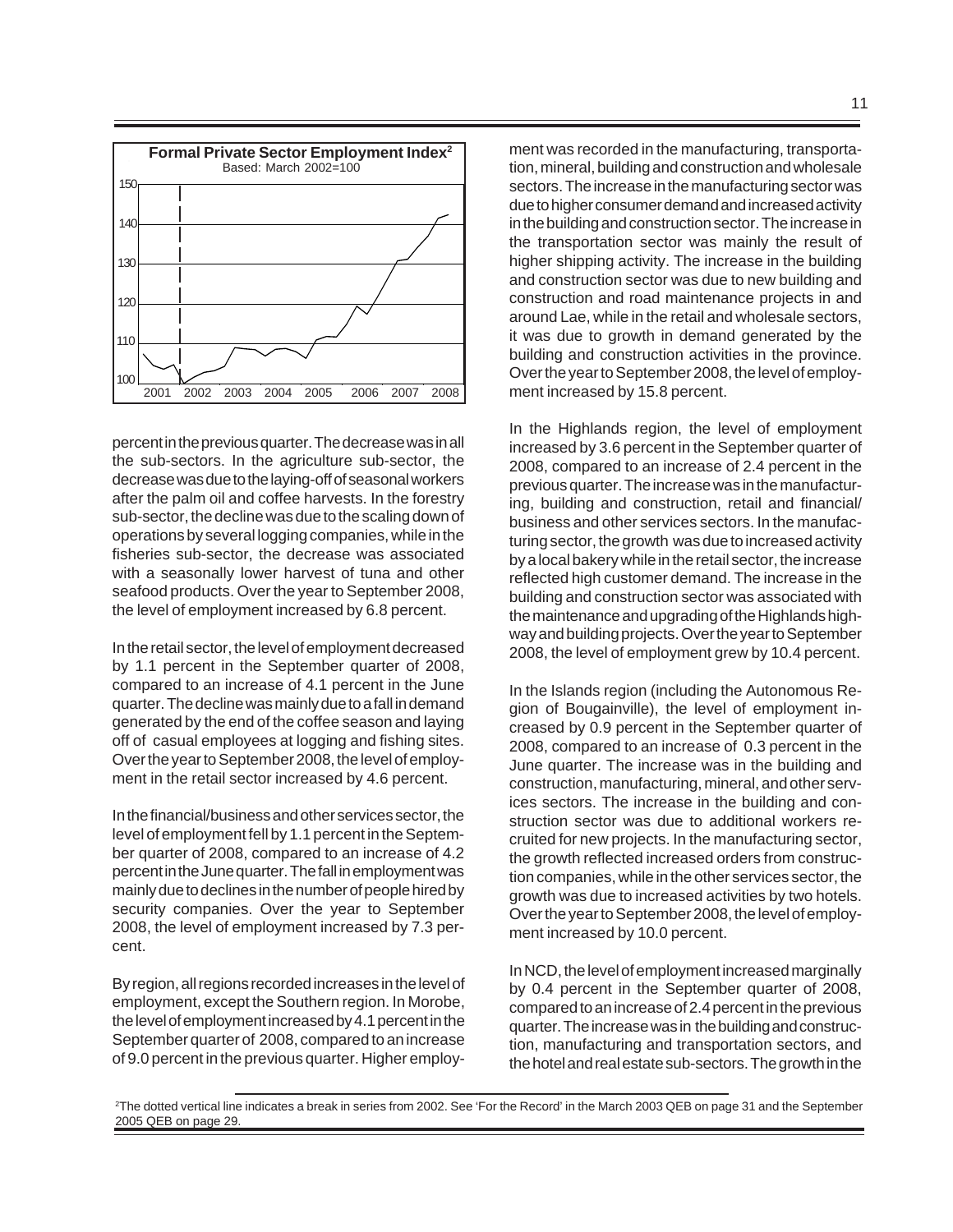**Formal Private Sector Employment Index[2]**
Based: March 2002=100

percent in the previous quarter. The decrease was in all the sub-sectors. In the agriculture sub-sector, the decrease was due to the laying-off of seasonal workers after the palm oil and coffee harvests. In the forestry sub-sector, the decline was due to the scaling down of operations by several logging companies, while in the fisheries sub-sector, the decrease was associated with a seasonally lower harvest of tuna and other seafood products. Over the year to September 2008, the level of employment increased by 6.8 percent.

In the retail sector, the level of employment decreased by 1.1 percent in the September quarter of 2008, compared to an increase of 4.1 percent in the June quarter. The decline was mainly due to a fall in demand generated by the end of the coffee season and laying off of casual employees at logging and fishing sites. Over the year to September 2008, the level of employment in the retail sector increased by 4.6 percent.

In the financial/business and other services sector, the level of employment fell by 1.1 percent in the September quarter of 2008, compared to an increase of 4.2 percent in the June quarter. The fall in employment was mainly due to declines in the number of people hired by security companies. Over the year to September 2008, the level of employment increased by 7.3 percent.

By region, all regions recorded increases in the level of employment, except the Southern region. In Morobe, the level of employment increased by 4.1 percent in the September quarter of 2008, compared to an increase of 9.0 percent in the previous quarter. Higher employment was recorded in the manufacturing, transportation, mineral, building and construction and wholesale sectors. The increase in the manufacturing sector was due to higher consumer demand and increased activity in the building and construction sector. The increase in the transportation sector was mainly the result of higher shipping activity. The increase in the building and construction sector was due to new building and construction and road maintenance projects in and around Lae, while in the retail and wholesale sectors, it was due to growth in demand generated by the building and construction activities in the province. Over the year to September 2008, the level of employment increased by 15.8 percent.

In the Highlands region, the level of employment increased by 3.6 percent in the September quarter of 2008, compared to an increase of 2.4 percent in the previous quarter. The increase was in the manufacturing, building and construction, retail and financial/business and other services sectors. In the manufacturing sector, the growth was due to increased activity by a local bakery while in the retail sector, the increase reflected high customer demand. The increase in the building and construction sector was associated with the maintenance and upgrading of the Highlands highway and building projects. Over the year to September 2008, the level of employment grew by 10.4 percent.

In the Islands region (including the Autonomous Region of Bougainville), the level of employment increased by 0.9 percent in the September quarter of 2008, compared to an increase of 0.3 percent in the June quarter. The increase was in the building and construction, manufacturing, mineral, and other services sectors. The increase in the building and construction sector was due to additional workers recruited for new projects. In the manufacturing sector, the growth reflected increased orders from construction companies, while in the other services sector, the growth was due to increased activities by two hotels. Over the year to September 2008, the level of employment increased by 10.0 percent.

In NCD, the level of employment increased marginally by 0.4 percent in the September quarter of 2008, compared to an increase of 2.4 percent in the previous quarter. The increase was in the building and construction, manufacturing and transportation sectors, and the hotel and real estate sub-sectors. The growth in the

[2] The dotted vertical line indicates a break in series from 2002. See 'For the Record' in the March 2003 QEB on page 31 and the September 2005 QEB on page 29.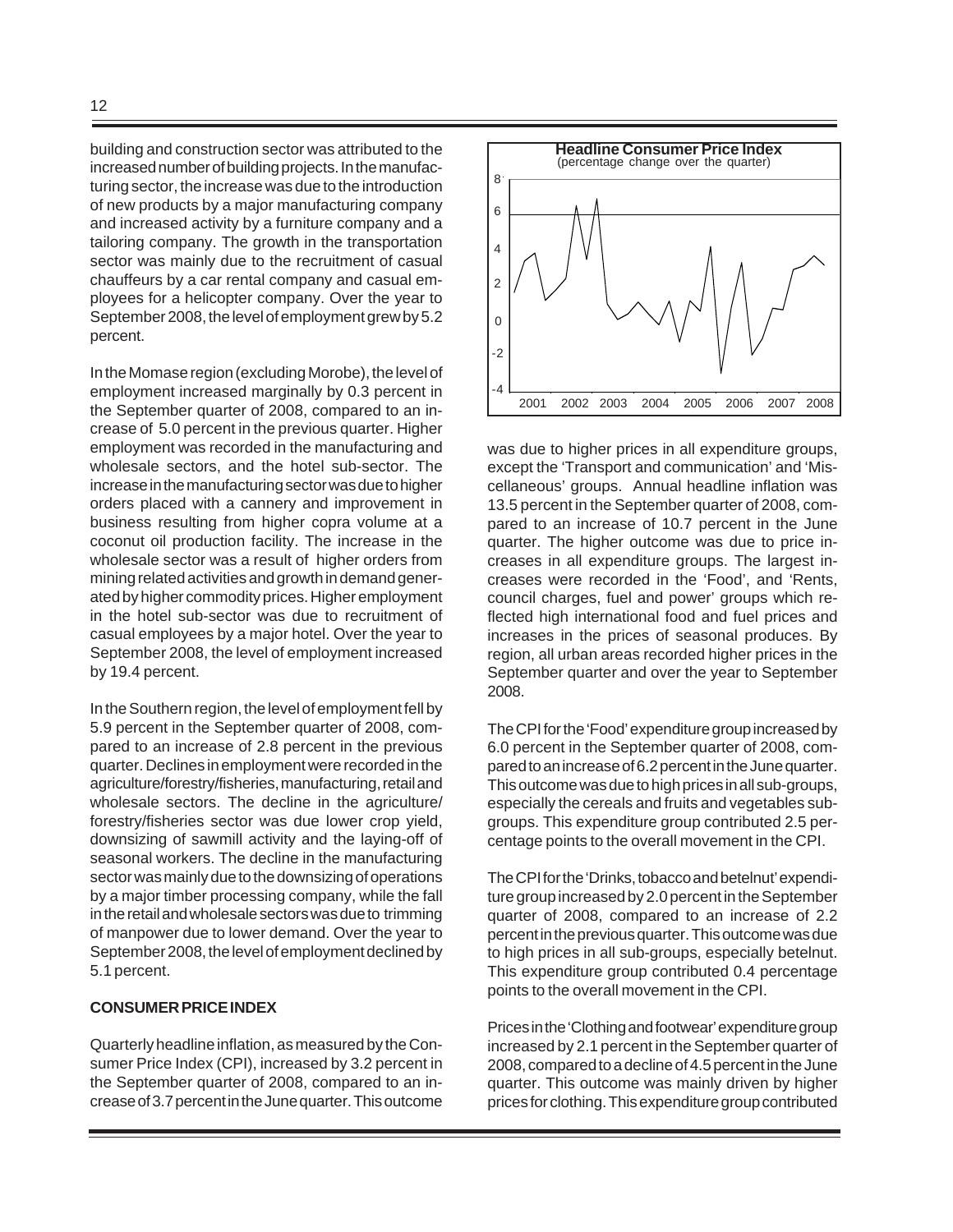building and construction sector was attributed to the increased number of building projects. In the manufacturing sector, the increase was due to the introduction of new products by a major manufacturing company and increased activity by a furniture company and a tailoring company. The growth in the transportation sector was mainly due to the recruitment of casual chauffeurs by a car rental company and casual employees for a helicopter company. Over the year to September 2008, the level of employment grew by 5.2 percent.

In the Momase region (excluding Morobe), the level of employment increased marginally by 0.3 percent in the September quarter of 2008, compared to an increase of 5.0 percent in the previous quarter. Higher employment was recorded in the manufacturing and wholesale sectors, and the hotel sub-sector. The increase in the manufacturing sector was due to higher orders placed with a cannery and improvement in business resulting from higher copra volume at a coconut oil production facility. The increase in the wholesale sector was a result of higher orders from mining related activities and growth in demand generated by higher commodity prices. Higher employment in the hotel sub-sector was due to recruitment of casual employees by a major hotel. Over the year to September 2008, the level of employment increased by 19.4 percent.

In the Southern region, the level of employment fell by 5.9 percent in the September quarter of 2008, compared to an increase of 2.8 percent in the previous quarter. Declines in employment were recorded in the agriculture/forestry/fisheries, manufacturing, retail and wholesale sectors. The decline in the agriculture/forestry/fisheries sector was due lower crop yield, downsizing of sawmill activity and the laying-off of seasonal workers. The decline in the manufacturing sector was mainly due to the downsizing of operations by a major timber processing company, while the fall in the retail and wholesale sectors was due to trimming of manpower due to lower demand. Over the year to September 2008, the level of employment declined by 5.1 percent.

**CONSUMER PRICE INDEX**

Quarterly headline inflation, as measured by the Consumer Price Index (CPI), increased by 3.2 percent in the September quarter of 2008, compared to an increase of 3.7 percent in the June quarter. This outcome was due to higher prices in all expenditure groups, except the 'Transport and communication' and 'Miscellaneous' groups. Annual headline inflation was 13.5 percent in the September quarter of 2008, compared to an increase of 10.7 percent in the June quarter. The higher outcome was due to price increases in all expenditure groups. The largest increases were recorded in the 'Food', and 'Rents, council charges, fuel and power' groups which reflected high international food and fuel prices and increases in the prices of seasonal produces. By region, all urban areas recorded higher prices in the September quarter and over the year to September 2008.

**Headline Consumer Price Index**
(percentage change over the quarter)

The CPI for the 'Food' expenditure group increased by 6.0 percent in the September quarter of 2008, compared to an increase of 6.2 percent in the June quarter. This outcome was due to high prices in all sub-groups, especially the cereals and fruits and vegetables sub-groups. This expenditure group contributed 2.5 percentage points to the overall movement in the CPI.

The CPI for the 'Drinks, tobacco and betelnut' expenditure group increased by 2.0 percent in the September quarter of 2008, compared to an increase of 2.2 percent in the previous quarter. This outcome was due to high prices in all sub-groups, especially betelnut. This expenditure group contributed 0.4 percentage points to the overall movement in the CPI.

Prices in the 'Clothing and footwear' expenditure group increased by 2.1 percent in the September quarter of 2008, compared to a decline of 4.5 percent in the June quarter. This outcome was mainly driven by higher prices for clothing. This expenditure group contributed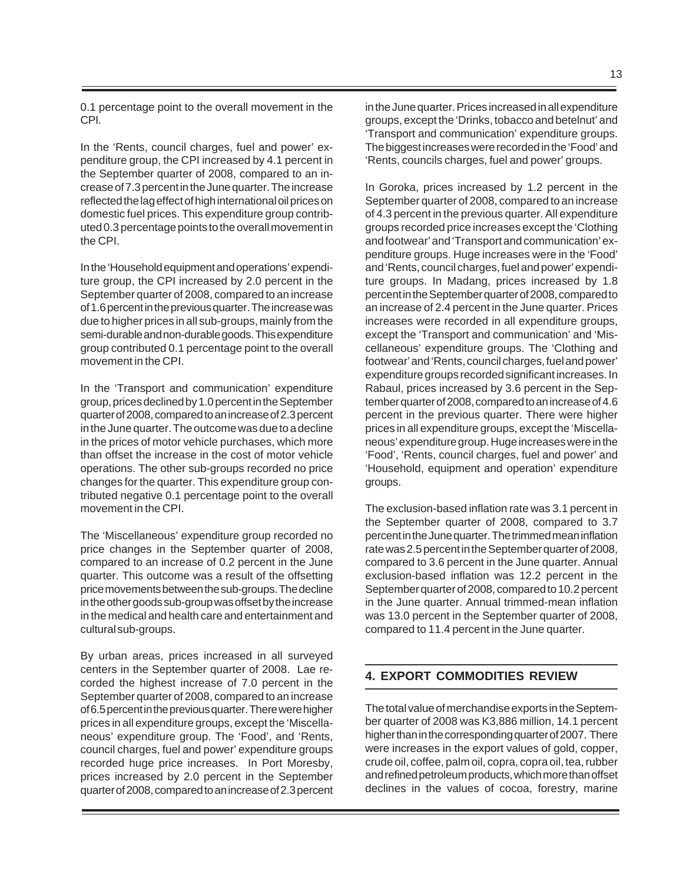0.1 percentage point to the overall movement in the CPI.

In the 'Rents, council charges, fuel and power' expenditure group, the CPI increased by 4.1 percent in the September quarter of 2008, compared to an increase of 7.3 percent in the June quarter. The increase reflected the lag effect of high international oil prices on domestic fuel prices. This expenditure group contributed 0.3 percentage points to the overall movement in the CPI.

In the 'Household equipment and operations' expenditure group, the CPI increased by 2.0 percent in the September quarter of 2008, compared to an increase of 1.6 percent in the previous quarter. The increase was due to higher prices in all sub-groups, mainly from the semi-durable and non-durable goods. This expenditure group contributed 0.1 percentage point to the overall movement in the CPI.

In the 'Transport and communication' expenditure group, prices declined by 1.0 percent in the September quarter of 2008, compared to an increase of 2.3 percent in the June quarter. The outcome was due to a decline in the prices of motor vehicle purchases, which more than offset the increase in the cost of motor vehicle operations. The other sub-groups recorded no price changes for the quarter. This expenditure group contributed negative 0.1 percentage point to the overall movement in the CPI.

The 'Miscellaneous' expenditure group recorded no price changes in the September quarter of 2008, compared to an increase of 0.2 percent in the June quarter. This outcome was a result of the offsetting price movements between the sub-groups. The decline in the other goods sub-group was offset by the increase in the medical and health care and entertainment and cultural sub-groups.

By urban areas, prices increased in all surveyed centers in the September quarter of 2008. Lae recorded the highest increase of 7.0 percent in the September quarter of 2008, compared to an increase of 6.5 percent in the previous quarter. There were higher prices in all expenditure groups, except the 'Miscellaneous' expenditure group. The 'Food', and 'Rents, council charges, fuel and power' expenditure groups recorded huge price increases. In Port Moresby, prices increased by 2.0 percent in the September quarter of 2008, compared to an increase of 2.3 percent in the June quarter. Prices increased in all expenditure groups, except the 'Drinks, tobacco and betelnut' and 'Transport and communication' expenditure groups. The biggest increases were recorded in the 'Food' and 'Rents, councils charges, fuel and power' groups.

In Goroka, prices increased by 1.2 percent in the September quarter of 2008, compared to an increase of 4.3 percent in the previous quarter. All expenditure groups recorded price increases except the 'Clothing and footwear' and 'Transport and communication' expenditure groups. Huge increases were in the 'Food' and 'Rents, council charges, fuel and power' expenditure groups. In Madang, prices increased by 1.8 percent in the September quarter of 2008, compared to an increase of 2.4 percent in the June quarter. Prices increases were recorded in all expenditure groups, except the 'Transport and communication' and 'Miscellaneous' expenditure groups. The 'Clothing and footwear' and 'Rents, council charges, fuel and power' expenditure groups recorded significant increases. In Rabaul, prices increased by 3.6 percent in the September quarter of 2008, compared to an increase of 4.6 percent in the previous quarter. There were higher prices in all expenditure groups, except the 'Miscellaneous' expenditure group. Huge increases were in the 'Food', 'Rents, council charges, fuel and power' and 'Household, equipment and operation' expenditure groups.

The exclusion-based inflation rate was 3.1 percent in the September quarter of 2008, compared to 3.7 percent in the June quarter. The trimmed mean inflation rate was 2.5 percent in the September quarter of 2008, compared to 3.6 percent in the June quarter. Annual exclusion-based inflation was 12.2 percent in the September quarter of 2008, compared to 10.2 percent in the June quarter. Annual trimmed-mean inflation was 13.0 percent in the September quarter of 2008, compared to 11.4 percent in the June quarter.

## 4. EXPORT COMMODITIES REVIEW

The total value of merchandise exports in the September quarter of 2008 was K3,886 million, 14.1 percent higher than in the corresponding quarter of 2007. There were increases in the export values of gold, copper, crude oil, coffee, palm oil, copra, copra oil, tea, rubber and refined petroleum products, which more than offset declines in the values of cocoa, forestry, marine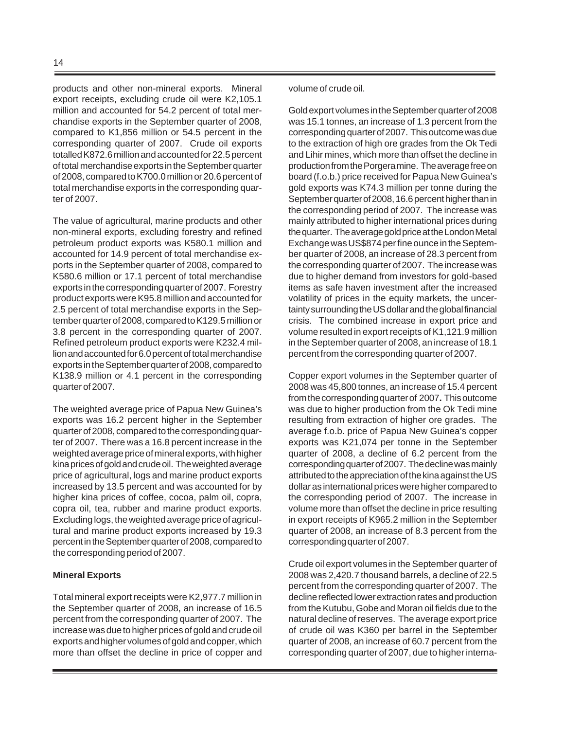products and other non-mineral exports. Mineral export receipts, excluding crude oil were K2,105.1 million and accounted for 54.2 percent of total merchandise exports in the September quarter of 2008, compared to K1,856 million or 54.5 percent in the corresponding quarter of 2007. Crude oil exports totalled K872.6 million and accounted for 22.5 percent of total merchandise exports in the September quarter of 2008, compared to K700.0 million or 20.6 percent of total merchandise exports in the corresponding quarter of 2007.

The value of agricultural, marine products and other non-mineral exports, excluding forestry and refined petroleum product exports was K580.1 million and accounted for 14.9 percent of total merchandise exports in the September quarter of 2008, compared to K580.6 million or 17.1 percent of total merchandise exports in the corresponding quarter of 2007. Forestry product exports were K95.8 million and accounted for 2.5 percent of total merchandise exports in the September quarter of 2008, compared to K129.5 million or 3.8 percent in the corresponding quarter of 2007. Refined petroleum product exports were K232.4 million and accounted for 6.0 percent of total merchandise exports in the September quarter of 2008, compared to K138.9 million or 4.1 percent in the corresponding quarter of 2007.

The weighted average price of Papua New Guinea's exports was 16.2 percent higher in the September quarter of 2008, compared to the corresponding quarter of 2007. There was a 16.8 percent increase in the weighted average price of mineral exports, with higher kina prices of gold and crude oil. The weighted average price of agricultural, logs and marine product exports increased by 13.5 percent and was accounted for by higher kina prices of coffee, cocoa, palm oil, copra, copra oil, tea, rubber and marine product exports. Excluding logs, the weighted average price of agricultural and marine product exports increased by 19.3 percent in the September quarter of 2008, compared to the corresponding period of 2007.

**Mineral Exports**

Total mineral export receipts were K2,977.7 million in the September quarter of 2008, an increase of 16.5 percent from the corresponding quarter of 2007. The increase was due to higher prices of gold and crude oil exports and higher volumes of gold and copper, which more than offset the decline in price of copper and volume of crude oil.

Gold export volumes in the September quarter of 2008 was 15.1 tonnes, an increase of 1.3 percent from the corresponding quarter of 2007. This outcome was due to the extraction of high ore grades from the Ok Tedi and Lihir mines, which more than offset the decline in production from the Porgera mine. The average free on board (f.o.b.) price received for Papua New Guinea's gold exports was K74.3 million per tonne during the September quarter of 2008, 16.6 percent higher than in the corresponding period of 2007. The increase was mainly attributed to higher international prices during the quarter. The average gold price at the London Metal Exchange was US$874 per fine ounce in the September quarter of 2008, an increase of 28.3 percent from the corresponding quarter of 2007. The increase was due to higher demand from investors for gold-based items as safe haven investment after the increased volatility of prices in the equity markets, the uncertainty surrounding the US dollar and the global financial crisis. The combined increase in export price and volume resulted in export receipts of K1,121.9 million in the September quarter of 2008, an increase of 18.1 percent from the corresponding quarter of 2007.

Copper export volumes in the September quarter of 2008 was 45,800 tonnes, an increase of 15.4 percent from the corresponding quarter of 2007**.** This outcome was due to higher production from the Ok Tedi mine resulting from extraction of higher ore grades. The average f.o.b. price of Papua New Guinea's copper exports was K21,074 per tonne in the September quarter of 2008, a decline of 6.2 percent from the corresponding quarter of 2007. The decline was mainly attributed to the appreciation of the kina against the US dollar as international prices were higher compared to the corresponding period of 2007. The increase in volume more than offset the decline in price resulting in export receipts of K965.2 million in the September quarter of 2008, an increase of 8.3 percent from the corresponding quarter of 2007.

Crude oil export volumes in the September quarter of 2008 was 2,420.7 thousand barrels, a decline of 22.5 percent from the corresponding quarter of 2007. The decline reflected lower extraction rates and production from the Kutubu, Gobe and Moran oil fields due to the natural decline of reserves. The average export price of crude oil was K360 per barrel in the September quarter of 2008, an increase of 60.7 percent from the corresponding quarter of 2007, due to higher interna-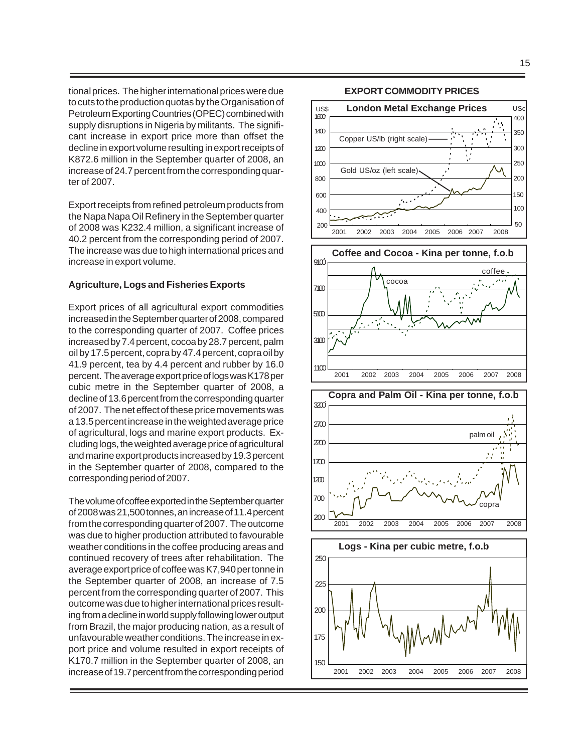tional prices. The higher international prices were due to cuts to the production quotas by the Organisation of Petroleum Exporting Countries (OPEC) combined with supply disruptions in Nigeria by militants. The significant increase in export price more than offset the decline in export volume resulting in export receipts of K872.6 million in the September quarter of 2008, an increase of 24.7 percent from the corresponding quarter of 2007.

Export receipts from refined petroleum products from the Napa Napa Oil Refinery in the September quarter of 2008 was K232.4 million, a significant increase of 40.2 percent from the corresponding period of 2007. The increase was due to high international prices and increase in export volume.

### Agriculture, Logs and Fisheries Exports

Export prices of all agricultural export commodities increased in the September quarter of 2008, compared to the corresponding quarter of 2007. Coffee prices increased by 7.4 percent, cocoa by 28.7 percent, palm oil by 17.5 percent, copra by 47.4 percent, copra oil by 41.9 percent, tea by 4.4 percent and rubber by 16.0 percent. The average export price of logs was K178 per cubic metre in the September quarter of 2008, a decline of 13.6 percent from the corresponding quarter of 2007. The net effect of these price movements was a 13.5 percent increase in the weighted average price of agricultural, logs and marine export products. Excluding logs, the weighted average price of agricultural and marine export products increased by 19.3 percent in the September quarter of 2008, compared to the corresponding period of 2007.

The volume of coffee exported in the September quarter of 2008 was 21,500 tonnes, an increase of 11.4 percent from the corresponding quarter of 2007. The outcome was due to higher production attributed to favourable weather conditions in the coffee producing areas and continued recovery of trees after rehabilitation. The average export price of coffee was K7,940 per tonne in the September quarter of 2008, an increase of 7.5 percent from the corresponding quarter of 2007. This outcome was due to higher international prices resulting from a decline in world supply following lower output from Brazil, the major producing nation, as a result of unfavourable weather conditions. The increase in export price and volume resulted in export receipts of K170.7 million in the September quarter of 2008, an increase of 19.7 percent from the corresponding period

**EXPORT COMMODITY PRICES**

**London Metal Exchange Prices**

**Coffee and Cocoa - Kina per tonne, f.o.b**

**Copra and Palm Oil - Kina per tonne, f.o.b**

**Logs - Kina per cubic metre, f.o.b**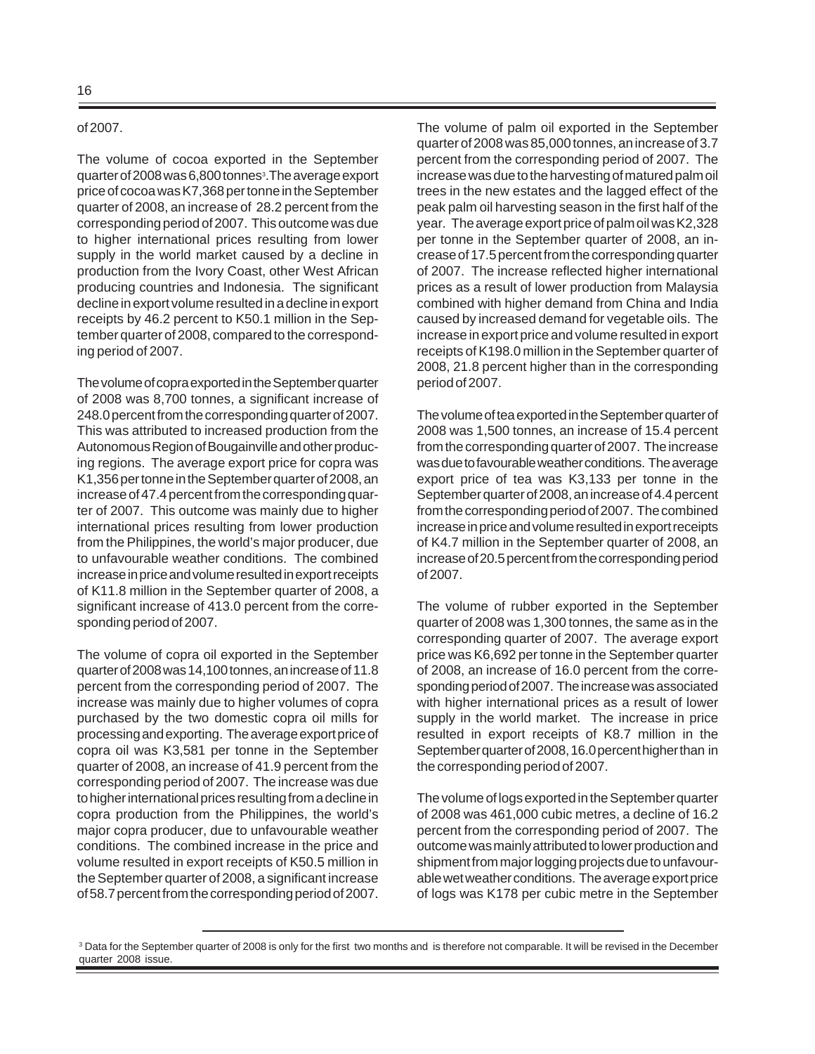of 2007.

The volume of cocoa exported in the September quarter of 2008 was 6,800 tonnes[3]. The average export price of cocoa was K7,368 per tonne in the September quarter of 2008, an increase of 28.2 percent from the corresponding period of 2007. This outcome was due to higher international prices resulting from lower supply in the world market caused by a decline in production from the Ivory Coast, other West African producing countries and Indonesia. The significant decline in export volume resulted in a decline in export receipts by 46.2 percent to K50.1 million in the September quarter of 2008, compared to the corresponding period of 2007.

The volume of copra exported in the September quarter of 2008 was 8,700 tonnes, a significant increase of 248.0 percent from the corresponding quarter of 2007. This was attributed to increased production from the Autonomous Region of Bougainville and other producing regions. The average export price for copra was K1,356 per tonne in the September quarter of 2008, an increase of 47.4 percent from the corresponding quarter of 2007. This outcome was mainly due to higher international prices resulting from lower production from the Philippines, the world's major producer, due to unfavourable weather conditions. The combined increase in price and volume resulted in export receipts of K11.8 million in the September quarter of 2008, a significant increase of 413.0 percent from the corresponding period of 2007.

The volume of copra oil exported in the September quarter of 2008 was 14,100 tonnes, an increase of 11.8 percent from the corresponding period of 2007. The increase was mainly due to higher volumes of copra purchased by the two domestic copra oil mills for processing and exporting. The average export price of copra oil was K3,581 per tonne in the September quarter of 2008, an increase of 41.9 percent from the corresponding period of 2007. The increase was due to higher international prices resulting from a decline in copra production from the Philippines, the world's major copra producer, due to unfavourable weather conditions. The combined increase in the price and volume resulted in export receipts of K50.5 million in the September quarter of 2008, a significant increase of 58.7 percent from the corresponding period of 2007.

The volume of palm oil exported in the September quarter of 2008 was 85,000 tonnes, an increase of 3.7 percent from the corresponding period of 2007. The increase was due to the harvesting of matured palm oil trees in the new estates and the lagged effect of the peak palm oil harvesting season in the first half of the year. The average export price of palm oil was K2,328 per tonne in the September quarter of 2008, an increase of 17.5 percent from the corresponding quarter of 2007. The increase reflected higher international prices as a result of lower production from Malaysia combined with higher demand from China and India caused by increased demand for vegetable oils. The increase in export price and volume resulted in export receipts of K198.0 million in the September quarter of 2008, 21.8 percent higher than in the corresponding period of 2007.

The volume of tea exported in the September quarter of 2008 was 1,500 tonnes, an increase of 15.4 percent from the corresponding quarter of 2007. The increase was due to favourable weather conditions. The average export price of tea was K3,133 per tonne in the September quarter of 2008, an increase of 4.4 percent from the corresponding period of 2007. The combined increase in price and volume resulted in export receipts of K4.7 million in the September quarter of 2008, an increase of 20.5 percent from the corresponding period of 2007.

The volume of rubber exported in the September quarter of 2008 was 1,300 tonnes, the same as in the corresponding quarter of 2007. The average export price was K6,692 per tonne in the September quarter of 2008, an increase of 16.0 percent from the corresponding period of 2007. The increase was associated with higher international prices as a result of lower supply in the world market. The increase in price resulted in export receipts of K8.7 million in the September quarter of 2008, 16.0 percent higher than in the corresponding period of 2007.

The volume of logs exported in the September quarter of 2008 was 461,000 cubic metres, a decline of 16.2 percent from the corresponding period of 2007. The outcome was mainly attributed to lower production and shipment from major logging projects due to unfavourable wet weather conditions. The average export price of logs was K178 per cubic metre in the September

---

[3] Data for the September quarter of 2008 is only for the first two months and is therefore not comparable. It will be revised in the December quarter 2008 issue.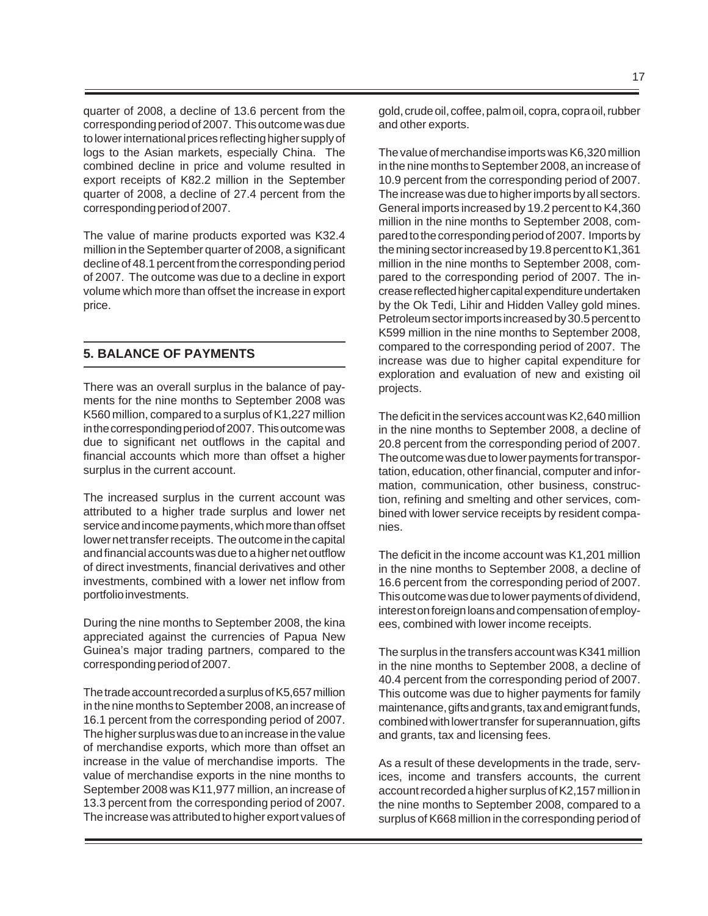quarter of 2008, a decline of 13.6 percent from the corresponding period of 2007. This outcome was due to lower international prices reflecting higher supply of logs to the Asian markets, especially China. The combined decline in price and volume resulted in export receipts of K82.2 million in the September quarter of 2008, a decline of 27.4 percent from the corresponding period of 2007.

The value of marine products exported was K32.4 million in the September quarter of 2008, a significant decline of 48.1 percent from the corresponding period of 2007. The outcome was due to a decline in export volume which more than offset the increase in export price.

## 5. BALANCE OF PAYMENTS

There was an overall surplus in the balance of payments for the nine months to September 2008 was K560 million, compared to a surplus of K1,227 million in the corresponding period of 2007. This outcome was due to significant net outflows in the capital and financial accounts which more than offset a higher surplus in the current account.

The increased surplus in the current account was attributed to a higher trade surplus and lower net service and income payments, which more than offset lower net transfer receipts. The outcome in the capital and financial accounts was due to a higher net outflow of direct investments, financial derivatives and other investments, combined with a lower net inflow from portfolio investments.

During the nine months to September 2008, the kina appreciated against the currencies of Papua New Guinea's major trading partners, compared to the corresponding period of 2007.

The trade account recorded a surplus of K5,657 million in the nine months to September 2008, an increase of 16.1 percent from the corresponding period of 2007. The higher surplus was due to an increase in the value of merchandise exports, which more than offset an increase in the value of merchandise imports. The value of merchandise exports in the nine months to September 2008 was K11,977 million, an increase of 13.3 percent from the corresponding period of 2007. The increase was attributed to higher export values of gold, crude oil, coffee, palm oil, copra, copra oil, rubber and other exports.

The value of merchandise imports was K6,320 million in the nine months to September 2008, an increase of 10.9 percent from the corresponding period of 2007. The increase was due to higher imports by all sectors. General imports increased by 19.2 percent to K4,360 million in the nine months to September 2008, compared to the corresponding period of 2007. Imports by the mining sector increased by 19.8 percent to K1,361 million in the nine months to September 2008, compared to the corresponding period of 2007. The increase reflected higher capital expenditure undertaken by the Ok Tedi, Lihir and Hidden Valley gold mines. Petroleum sector imports increased by 30.5 percent to K599 million in the nine months to September 2008, compared to the corresponding period of 2007. The increase was due to higher capital expenditure for exploration and evaluation of new and existing oil projects.

The deficit in the services account was K2,640 million in the nine months to September 2008, a decline of 20.8 percent from the corresponding period of 2007. The outcome was due to lower payments for transportation, education, other financial, computer and information, communication, other business, construction, refining and smelting and other services, combined with lower service receipts by resident companies.

The deficit in the income account was K1,201 million in the nine months to September 2008, a decline of 16.6 percent from the corresponding period of 2007. This outcome was due to lower payments of dividend, interest on foreign loans and compensation of employees, combined with lower income receipts.

The surplus in the transfers account was K341 million in the nine months to September 2008, a decline of 40.4 percent from the corresponding period of 2007. This outcome was due to higher payments for family maintenance, gifts and grants, tax and emigrant funds, combined with lower transfer for superannuation, gifts and grants, tax and licensing fees.

As a result of these developments in the trade, services, income and transfers accounts, the current account recorded a higher surplus of K2,157 million in the nine months to September 2008, compared to a surplus of K668 million in the corresponding period of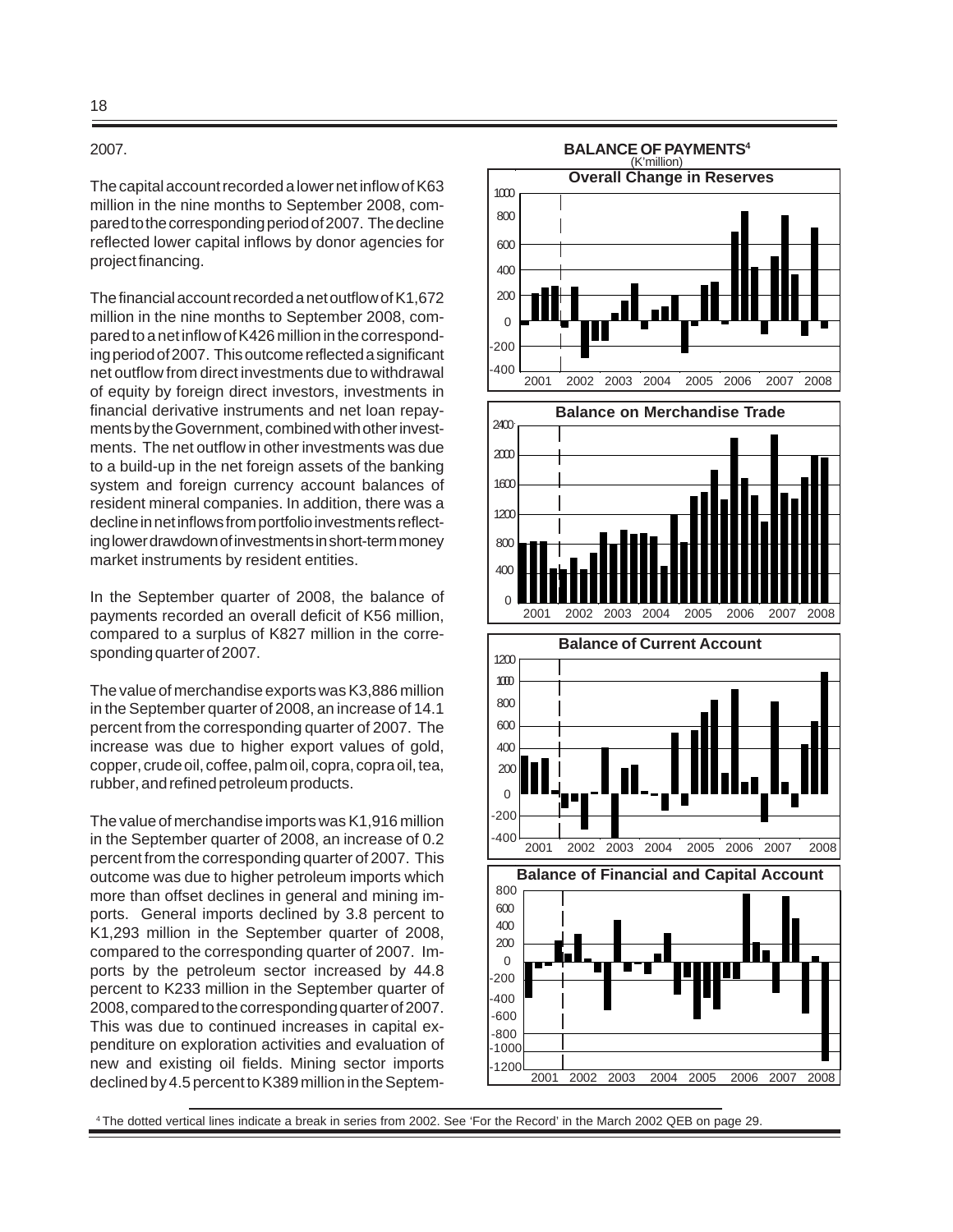2007.

The capital account recorded a lower net inflow of K63 million in the nine months to September 2008, compared to the corresponding period of 2007. The decline reflected lower capital inflows by donor agencies for project financing.

The financial account recorded a net outflow of K1,672 million in the nine months to September 2008, compared to a net inflow of K426 million in the corresponding period of 2007. This outcome reflected a significant net outflow from direct investments due to withdrawal of equity by foreign direct investors, investments in financial derivative instruments and net loan repayments by the Government, combined with other investments. The net outflow in other investments was due to a build-up in the net foreign assets of the banking system and foreign currency account balances of resident mineral companies. In addition, there was a decline in net inflows from portfolio investments reflecting lower drawdown of investments in short-term money market instruments by resident entities.

In the September quarter of 2008, the balance of payments recorded an overall deficit of K56 million, compared to a surplus of K827 million in the corresponding quarter of 2007.

The value of merchandise exports was K3,886 million in the September quarter of 2008, an increase of 14.1 percent from the corresponding quarter of 2007. The increase was due to higher export values of gold, copper, crude oil, coffee, palm oil, copra, copra oil, tea, rubber, and refined petroleum products.

The value of merchandise imports was K1,916 million in the September quarter of 2008, an increase of 0.2 percent from the corresponding quarter of 2007. This outcome was due to higher petroleum imports which more than offset declines in general and mining imports. General imports declined by 3.8 percent to K1,293 million in the September quarter of 2008, compared to the corresponding quarter of 2007. Imports by the petroleum sector increased by 44.8 percent to K233 million in the September quarter of 2008, compared to the corresponding quarter of 2007. This was due to continued increases in capital expenditure on exploration activities and evaluation of new and existing oil fields. Mining sector imports declined by 4.5 percent to K389 million in the Septem-

**BALANCE OF PAYMENTS**[4]
(K'million)

**Overall Change in Reserves**

**Balance on Merchandise Trade**

**Balance of Current Account**

**Balance of Financial and Capital Account**

[4] The dotted vertical lines indicate a break in series from 2002. See 'For the Record' in the March 2002 QEB on page 29.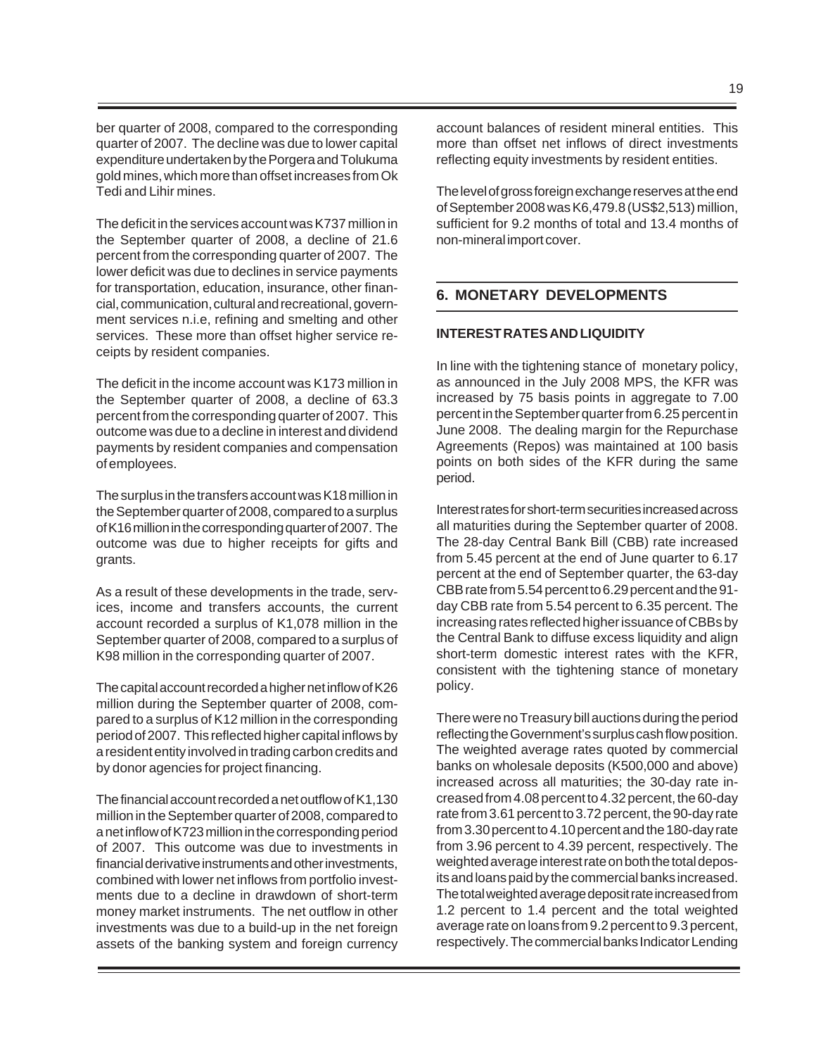ber quarter of 2008, compared to the corresponding quarter of 2007. The decline was due to lower capital expenditure undertaken by the Porgera and Tolukuma gold mines, which more than offset increases from Ok Tedi and Lihir mines.

The deficit in the services account was K737 million in the September quarter of 2008, a decline of 21.6 percent from the corresponding quarter of 2007. The lower deficit was due to declines in service payments for transportation, education, insurance, other financial, communication, cultural and recreational, government services n.i.e, refining and smelting and other services. These more than offset higher service receipts by resident companies.

The deficit in the income account was K173 million in the September quarter of 2008, a decline of 63.3 percent from the corresponding quarter of 2007. This outcome was due to a decline in interest and dividend payments by resident companies and compensation of employees.

The surplus in the transfers account was K18 million in the September quarter of 2008, compared to a surplus of K16 million in the corresponding quarter of 2007. The outcome was due to higher receipts for gifts and grants.

As a result of these developments in the trade, services, income and transfers accounts, the current account recorded a surplus of K1,078 million in the September quarter of 2008, compared to a surplus of K98 million in the corresponding quarter of 2007.

The capital account recorded a higher net inflow of K26 million during the September quarter of 2008, compared to a surplus of K12 million in the corresponding period of 2007. This reflected higher capital inflows by a resident entity involved in trading carbon credits and by donor agencies for project financing.

The financial account recorded a net outflow of K1,130 million in the September quarter of 2008, compared to a net inflow of K723 million in the corresponding period of 2007. This outcome was due to investments in financial derivative instruments and other investments, combined with lower net inflows from portfolio investments due to a decline in drawdown of short-term money market instruments. The net outflow in other investments was due to a build-up in the net foreign assets of the banking system and foreign currency account balances of resident mineral entities. This more than offset net inflows of direct investments reflecting equity investments by resident entities.

The level of gross foreign exchange reserves at the end of September 2008 was K6,479.8 (US$2,513) million, sufficient for 9.2 months of total and 13.4 months of non-mineral import cover.

## 6. MONETARY DEVELOPMENTS

### INTEREST RATES AND LIQUIDITY

In line with the tightening stance of monetary policy, as announced in the July 2008 MPS, the KFR was increased by 75 basis points in aggregate to 7.00 percent in the September quarter from 6.25 percent in June 2008. The dealing margin for the Repurchase Agreements (Repos) was maintained at 100 basis points on both sides of the KFR during the same period.

Interest rates for short-term securities increased across all maturities during the September quarter of 2008. The 28-day Central Bank Bill (CBB) rate increased from 5.45 percent at the end of June quarter to 6.17 percent at the end of September quarter, the 63-day CBB rate from 5.54 percent to 6.29 percent and the 91-day CBB rate from 5.54 percent to 6.35 percent. The increasing rates reflected higher issuance of CBBs by the Central Bank to diffuse excess liquidity and align short-term domestic interest rates with the KFR, consistent with the tightening stance of monetary policy.

There were no Treasury bill auctions during the period reflecting the Government's surplus cash flow position. The weighted average rates quoted by commercial banks on wholesale deposits (K500,000 and above) increased across all maturities; the 30-day rate increased from 4.08 percent to 4.32 percent, the 60-day rate from 3.61 percent to 3.72 percent, the 90-day rate from 3.30 percent to 4.10 percent and the 180-day rate from 3.96 percent to 4.39 percent, respectively. The weighted average interest rate on both the total deposits and loans paid by the commercial banks increased. The total weighted average deposit rate increased from 1.2 percent to 1.4 percent and the total weighted average rate on loans from 9.2 percent to 9.3 percent, respectively. The commercial banks Indicator Lending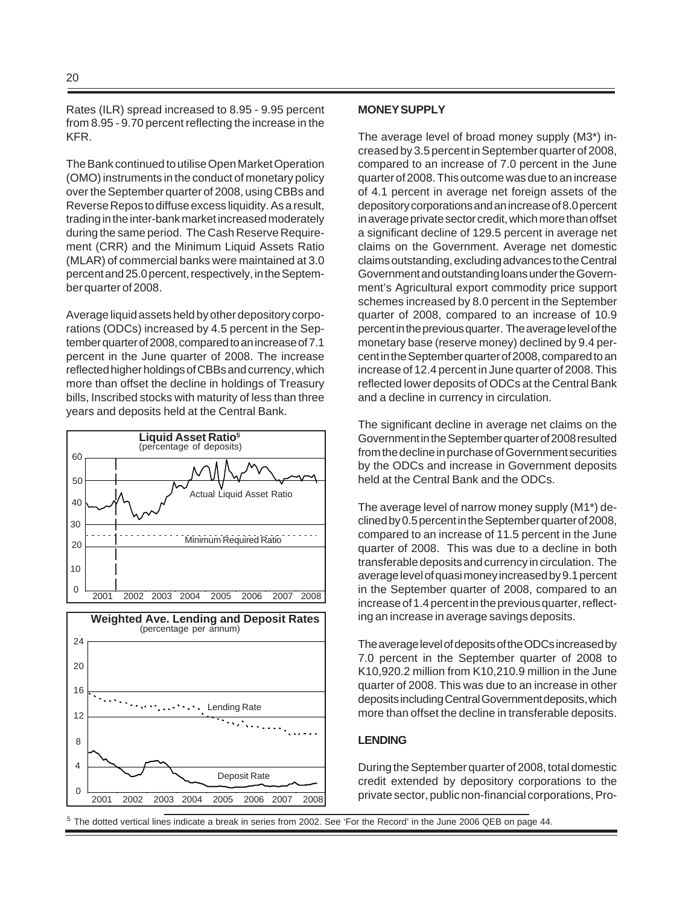Rates (ILR) spread increased to 8.95 - 9.95 percent from 8.95 - 9.70 percent reflecting the increase in the KFR.

The Bank continued to utilise Open Market Operation (OMO) instruments in the conduct of monetary policy over the September quarter of 2008, using CBBs and Reverse Repos to diffuse excess liquidity. As a result, trading in the inter-bank market increased moderately during the same period. The Cash Reserve Requirement (CRR) and the Minimum Liquid Assets Ratio (MLAR) of commercial banks were maintained at 3.0 percent and 25.0 percent, respectively, in the September quarter of 2008.

Average liquid assets held by other depository corporations (ODCs) increased by 4.5 percent in the September quarter of 2008, compared to an increase of 7.1 percent in the June quarter of 2008. The increase reflected higher holdings of CBBs and currency, which more than offset the decline in holdings of Treasury bills, Inscribed stocks with maturity of less than three years and deposits held at the Central Bank.

**Liquid Asset Ratio**[5]
(percentage of deposits)

Actual Liquid Asset Ratio

Minimum Required Ratio

**Weighted Ave. Lending and Deposit Rates**
(percentage per annum)

Lending Rate

Deposit Rate

## MONEY SUPPLY

The average level of broad money supply (M3*) increased by 3.5 percent in September quarter of 2008, compared to an increase of 7.0 percent in the June quarter of 2008. This outcome was due to an increase of 4.1 percent in average net foreign assets of the depository corporations and an increase of 8.0 percent in average private sector credit, which more than offset a significant decline of 129.5 percent in average net claims on the Government. Average net domestic claims outstanding, excluding advances to the Central Government and outstanding loans under the Government's Agricultural export commodity price support schemes increased by 8.0 percent in the September quarter of 2008, compared to an increase of 10.9 percent in the previous quarter. The average level of the monetary base (reserve money) declined by 9.4 percent in the September quarter of 2008, compared to an increase of 12.4 percent in June quarter of 2008. This reflected lower deposits of ODCs at the Central Bank and a decline in currency in circulation.

The significant decline in average net claims on the Government in the September quarter of 2008 resulted from the decline in purchase of Government securities by the ODCs and increase in Government deposits held at the Central Bank and the ODCs.

The average level of narrow money supply (M1*) declined by 0.5 percent in the September quarter of 2008, compared to an increase of 11.5 percent in the June quarter of 2008. This was due to a decline in both transferable deposits and currency in circulation. The average level of quasi money increased by 9.1 percent in the September quarter of 2008, compared to an increase of 1.4 percent in the previous quarter, reflecting an increase in average savings deposits.

The average level of deposits of the ODCs increased by 7.0 percent in the September quarter of 2008 to K10,920.2 million from K10,210.9 million in the June quarter of 2008. This was due to an increase in other deposits including Central Government deposits, which more than offset the decline in transferable deposits.

## LENDING

During the September quarter of 2008, total domestic credit extended by depository corporations to the private sector, public non-financial corporations, Pro-

[5] The dotted vertical lines indicate a break in series from 2002. See 'For the Record' in the June 2006 QEB on page 44.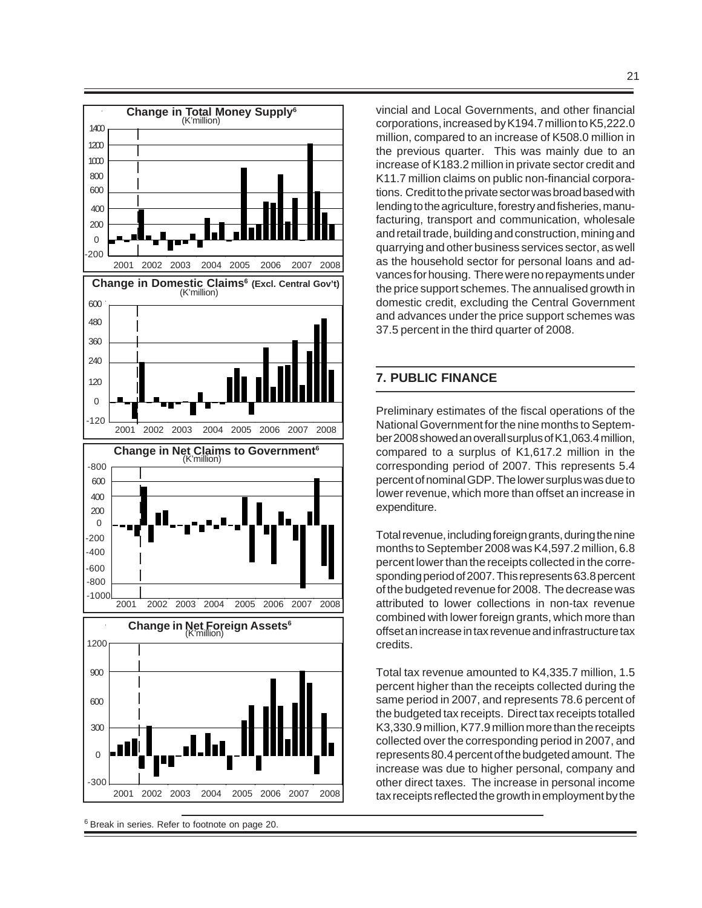**Change in Total Money Supply[6]**
(K'million)

**Change in Domestic Claims[6] (Excl. Central Gov't)**
(K'million)

**Change in Net Claims to Government[6]**
(K'million)

**Change in Net Foreign Assets[6]**
(K'million)

vincial and Local Governments, and other financial corporations, increased by K194.7 million to K5,222.0 million, compared to an increase of K508.0 million in the previous quarter. This was mainly due to an increase of K183.2 million in private sector credit and K11.7 million claims on public non-financial corporations. Credit to the private sector was broad based with lending to the agriculture, forestry and fisheries, manufacturing, transport and communication, wholesale and retail trade, building and construction, mining and quarrying and other business services sector, as well as the household sector for personal loans and advances for housing. There were no repayments under the price support schemes. The annualised growth in domestic credit, excluding the Central Government and advances under the price support schemes was 37.5 percent in the third quarter of 2008.

## 7. PUBLIC FINANCE

Preliminary estimates of the fiscal operations of the National Government for the nine months to September 2008 showed an overall surplus of K1,063.4 million, compared to a surplus of K1,617.2 million in the corresponding period of 2007. This represents 5.4 percent of nominal GDP. The lower surplus was due to lower revenue, which more than offset an increase in expenditure.

Total revenue, including foreign grants, during the nine months to September 2008 was K4,597.2 million, 6.8 percent lower than the receipts collected in the corresponding period of 2007. This represents 63.8 percent of the budgeted revenue for 2008. The decrease was attributed to lower collections in non-tax revenue combined with lower foreign grants, which more than offset an increase in tax revenue and infrastructure tax credits.

Total tax revenue amounted to K4,335.7 million, 1.5 percent higher than the receipts collected during the same period in 2007, and represents 78.6 percent of the budgeted tax receipts. Direct tax receipts totalled K3,330.9 million, K77.9 million more than the receipts collected over the corresponding period in 2007, and represents 80.4 percent of the budgeted amount. The increase was due to higher personal, company and other direct taxes. The increase in personal income tax receipts reflected the growth in employment by the

[6] Break in series. Refer to footnote on page 20.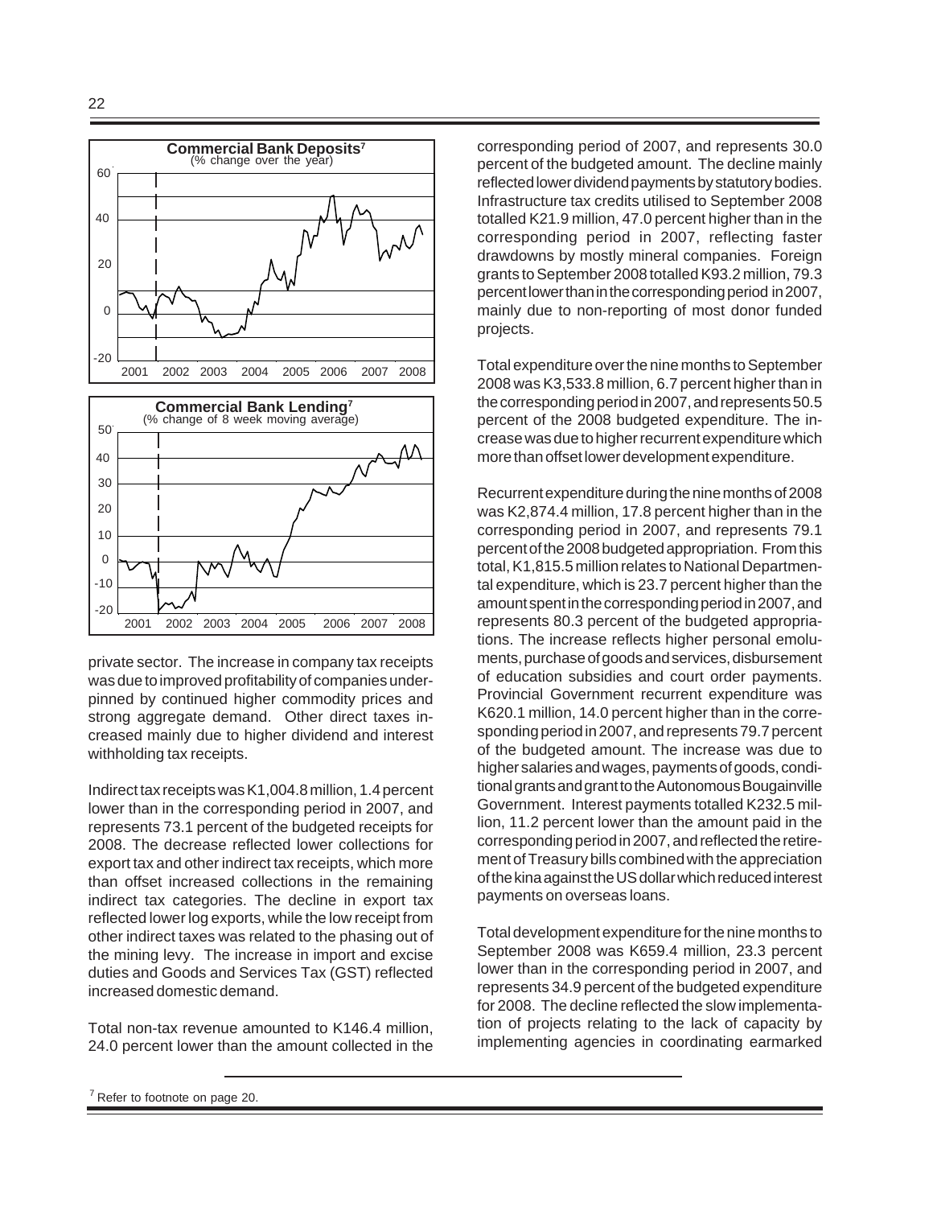**Commercial Bank Deposits**[7]
(% change over the year)

**Commercial Bank Lending**[7]
(% change of 8 week moving average)

private sector. The increase in company tax receipts was due to improved profitability of companies underpinned by continued higher commodity prices and strong aggregate demand. Other direct taxes increased mainly due to higher dividend and interest withholding tax receipts.

Indirect tax receipts was K1,004.8 million, 1.4 percent lower than in the corresponding period in 2007, and represents 73.1 percent of the budgeted receipts for 2008. The decrease reflected lower collections for export tax and other indirect tax receipts, which more than offset increased collections in the remaining indirect tax categories. The decline in export tax reflected lower log exports, while the low receipt from other indirect taxes was related to the phasing out of the mining levy. The increase in import and excise duties and Goods and Services Tax (GST) reflected increased domestic demand.

Total non-tax revenue amounted to K146.4 million, 24.0 percent lower than the amount collected in the corresponding period of 2007, and represents 30.0 percent of the budgeted amount. The decline mainly reflected lower dividend payments by statutory bodies. Infrastructure tax credits utilised to September 2008 totalled K21.9 million, 47.0 percent higher than in the corresponding period in 2007, reflecting faster drawdowns by mostly mineral companies. Foreign grants to September 2008 totalled K93.2 million, 79.3 percent lower than in the corresponding period in 2007, mainly due to non-reporting of most donor funded projects.

Total expenditure over the nine months to September 2008 was K3,533.8 million, 6.7 percent higher than in the corresponding period in 2007, and represents 50.5 percent of the 2008 budgeted expenditure. The increase was due to higher recurrent expenditure which more than offset lower development expenditure.

Recurrent expenditure during the nine months of 2008 was K2,874.4 million, 17.8 percent higher than in the corresponding period in 2007, and represents 79.1 percent of the 2008 budgeted appropriation. From this total, K1,815.5 million relates to National Departmental expenditure, which is 23.7 percent higher than the amount spent in the corresponding period in 2007, and represents 80.3 percent of the budgeted appropriations. The increase reflects higher personal emoluments, purchase of goods and services, disbursement of education subsidies and court order payments. Provincial Government recurrent expenditure was K620.1 million, 14.0 percent higher than in the corresponding period in 2007, and represents 79.7 percent of the budgeted amount. The increase was due to higher salaries and wages, payments of goods, conditional grants and grant to the Autonomous Bougainville Government. Interest payments totalled K232.5 million, 11.2 percent lower than the amount paid in the corresponding period in 2007, and reflected the retirement of Treasury bills combined with the appreciation of the kina against the US dollar which reduced interest payments on overseas loans.

Total development expenditure for the nine months to September 2008 was K659.4 million, 23.3 percent lower than in the corresponding period in 2007, and represents 34.9 percent of the budgeted expenditure for 2008. The decline reflected the slow implementation of projects relating to the lack of capacity by implementing agencies in coordinating earmarked

[7] Refer to footnote on page 20.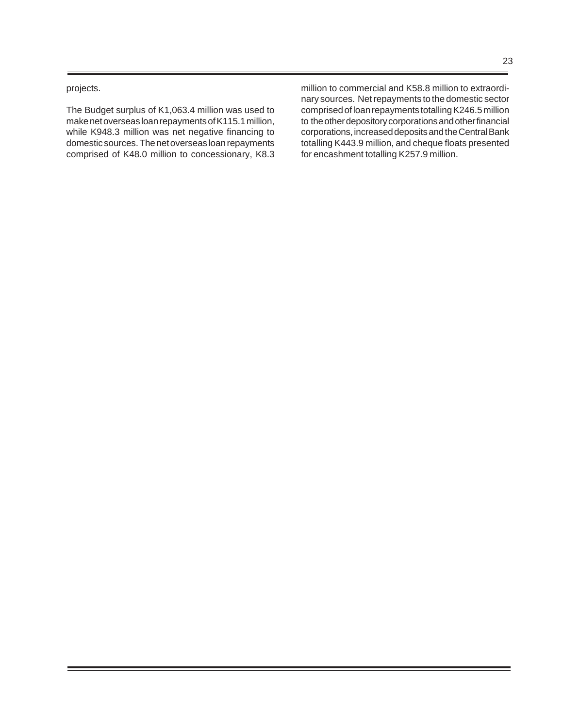projects.

The Budget surplus of K1,063.4 million was used to make net overseas loan repayments of K115.1 million, while K948.3 million was net negative financing to domestic sources. The net overseas loan repayments comprised of K48.0 million to concessionary, K8.3 million to commercial and K58.8 million to extraordinary sources. Net repayments to the domestic sector comprised of loan repayments totalling K246.5 million to the other depository corporations and other financial corporations, increased deposits and the Central Bank totalling K443.9 million, and cheque floats presented for encashment totalling K257.9 million.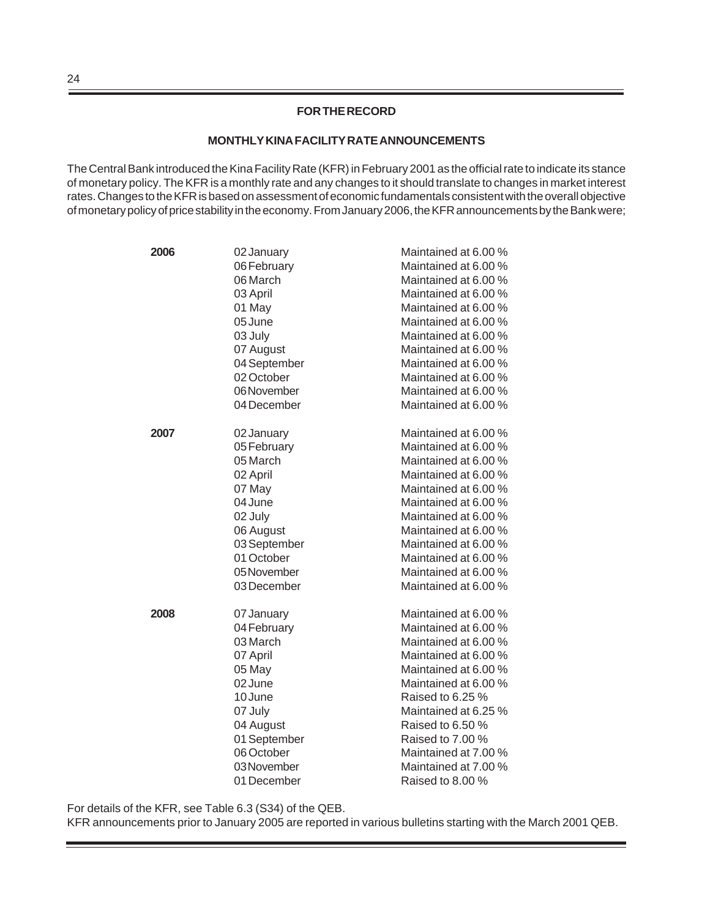## FOR THE RECORD

### MONTHLY KINA FACILITY RATE ANNOUNCEMENTS

The Central Bank introduced the Kina Facility Rate (KFR) in February 2001 as the official rate to indicate its stance of monetary policy. The KFR is a monthly rate and any changes to it should translate to changes in market interest rates. Changes to the KFR is based on assessment of economic fundamentals consistent with the overall objective of monetary policy of price stability in the economy. From January 2006, the KFR announcements by the Bank were;

| Year | Date | Announcement |
|---|---|---|
| **2006** | 02 January | Maintained at 6.00 % |
| | 06 February | Maintained at 6.00 % |
| | 06 March | Maintained at 6.00 % |
| | 03 April | Maintained at 6.00 % |
| | 01 May | Maintained at 6.00 % |
| | 05 June | Maintained at 6.00 % |
| | 03 July | Maintained at 6.00 % |
| | 07 August | Maintained at 6.00 % |
| | 04 September | Maintained at 6.00 % |
| | 02 October | Maintained at 6.00 % |
| | 06 November | Maintained at 6.00 % |
| | 04 December | Maintained at 6.00 % |
| **2007** | 02 January | Maintained at 6.00 % |
| | 05 February | Maintained at 6.00 % |
| | 05 March | Maintained at 6.00 % |
| | 02 April | Maintained at 6.00 % |
| | 07 May | Maintained at 6.00 % |
| | 04 June | Maintained at 6.00 % |
| | 02 July | Maintained at 6.00 % |
| | 06 August | Maintained at 6.00 % |
| | 03 September | Maintained at 6.00 % |
| | 01 October | Maintained at 6.00 % |
| | 05 November | Maintained at 6.00 % |
| | 03 December | Maintained at 6.00 % |
| **2008** | 07 January | Maintained at 6.00 % |
| | 04 February | Maintained at 6.00 % |
| | 03 March | Maintained at 6.00 % |
| | 07 April | Maintained at 6.00 % |
| | 05 May | Maintained at 6.00 % |
| | 02 June | Maintained at 6.00 % |
| | 10 June | Raised to 6.25 % |
| | 07 July | Maintained at 6.25 % |
| | 04 August | Raised to 6.50 % |
| | 01 September | Raised to 7.00 % |
| | 06 October | Maintained at 7.00 % |
| | 03 November | Maintained at 7.00 % |
| | 01 December | Raised to 8.00 % |

For details of the KFR, see Table 6.3 (S34) of the QEB.
KFR announcements prior to January 2005 are reported in various bulletins starting with the March 2001 QEB.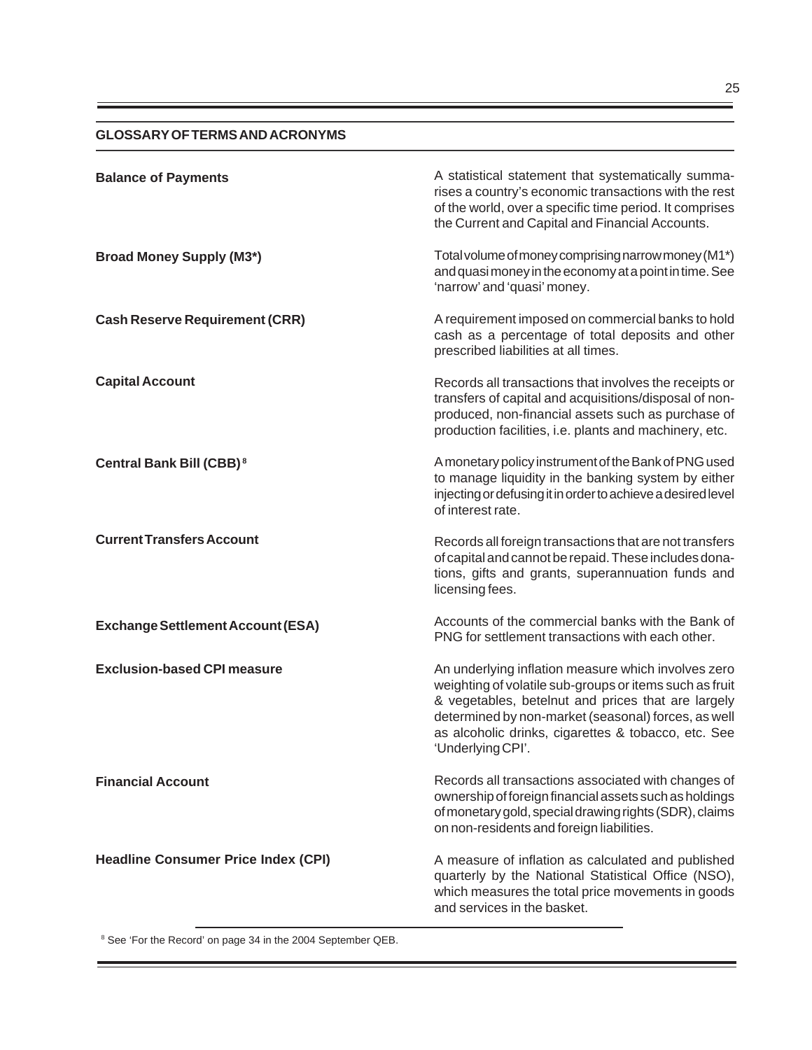## GLOSSARY OF TERMS AND ACRONYMS

**Balance of Payments**

A statistical statement that systematically summarises a country's economic transactions with the rest of the world, over a specific time period. It comprises the Current and Capital and Financial Accounts.

**Broad Money Supply (M3\*)**

Total volume of money comprising narrow money (M1\*) and quasi money in the economy at a point in time. See 'narrow' and 'quasi' money.

**Cash Reserve Requirement (CRR)**

A requirement imposed on commercial banks to hold cash as a percentage of total deposits and other prescribed liabilities at all times.

**Capital Account**

Records all transactions that involves the receipts or transfers of capital and acquisitions/disposal of non-produced, non-financial assets such as purchase of production facilities, i.e. plants and machinery, etc.

**Central Bank Bill (CBB)[8]**

A monetary policy instrument of the Bank of PNG used to manage liquidity in the banking system by either injecting or defusing it in order to achieve a desired level of interest rate.

**Current Transfers Account**

Records all foreign transactions that are not transfers of capital and cannot be repaid. These includes donations, gifts and grants, superannuation funds and licensing fees.

**Exchange Settlement Account (ESA)**

Accounts of the commercial banks with the Bank of PNG for settlement transactions with each other.

**Exclusion-based CPI measure**

An underlying inflation measure which involves zero weighting of volatile sub-groups or items such as fruit & vegetables, betelnut and prices that are largely determined by non-market (seasonal) forces, as well as alcoholic drinks, cigarettes & tobacco, etc. See 'Underlying CPI'.

**Financial Account**

Records all transactions associated with changes of ownership of foreign financial assets such as holdings of monetary gold, special drawing rights (SDR), claims on non-residents and foreign liabilities.

**Headline Consumer Price Index (CPI)**

A measure of inflation as calculated and published quarterly by the National Statistical Office (NSO), which measures the total price movements in goods and services in the basket.

---

[8] See 'For the Record' on page 34 in the 2004 September QEB.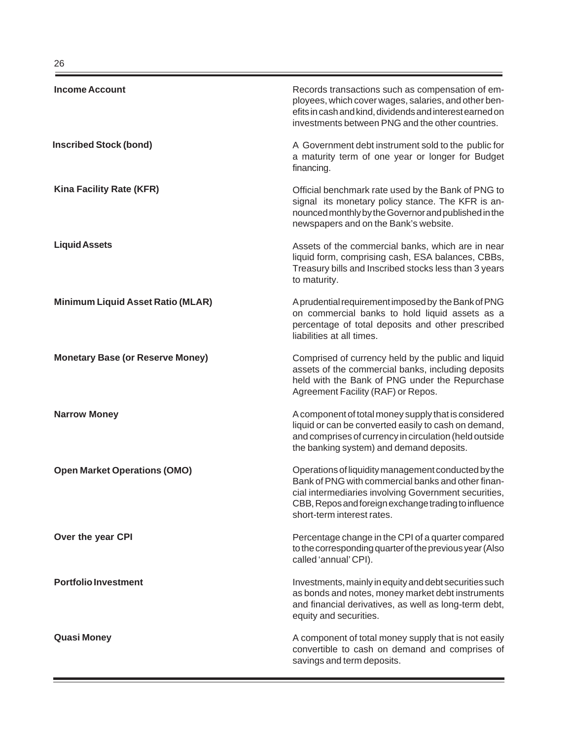| | |
|---|---|
| **Income Account** | Records transactions such as compensation of employees, which cover wages, salaries, and other benefits in cash and kind, dividends and interest earned on investments between PNG and the other countries. |
| **Inscribed Stock (bond)** | A Government debt instrument sold to the public for a maturity term of one year or longer for Budget financing. |
| **Kina Facility Rate (KFR)** | Official benchmark rate used by the Bank of PNG to signal its monetary policy stance. The KFR is announced monthly by the Governor and published in the newspapers and on the Bank's website. |
| **Liquid Assets** | Assets of the commercial banks, which are in near liquid form, comprising cash, ESA balances, CBBs, Treasury bills and Inscribed stocks less than 3 years to maturity. |
| **Minimum Liquid Asset Ratio (MLAR)** | A prudential requirement imposed by the Bank of PNG on commercial banks to hold liquid assets as a percentage of total deposits and other prescribed liabilities at all times. |
| **Monetary Base (or Reserve Money)** | Comprised of currency held by the public and liquid assets of the commercial banks, including deposits held with the Bank of PNG under the Repurchase Agreement Facility (RAF) or Repos. |
| **Narrow Money** | A component of total money supply that is considered liquid or can be converted easily to cash on demand, and comprises of currency in circulation (held outside the banking system) and demand deposits. |
| **Open Market Operations (OMO)** | Operations of liquidity management conducted by the Bank of PNG with commercial banks and other financial intermediaries involving Government securities, CBB, Repos and foreign exchange trading to influence short-term interest rates. |
| **Over the year CPI** | Percentage change in the CPI of a quarter compared to the corresponding quarter of the previous year (Also called 'annual' CPI). |
| **Portfolio Investment** | Investments, mainly in equity and debt securities such as bonds and notes, money market debt instruments and financial derivatives, as well as long-term debt, equity and securities. |
| **Quasi Money** | A component of total money supply that is not easily convertible to cash on demand and comprises of savings and term deposits. |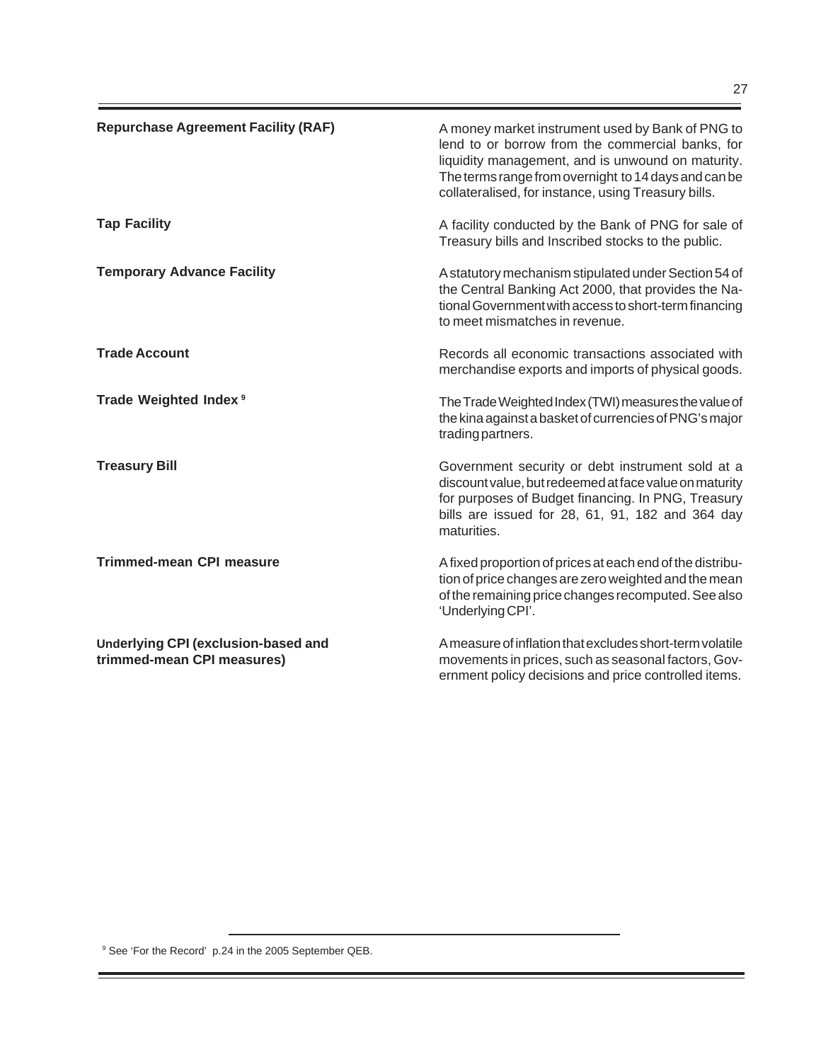**Repurchase Agreement Facility (RAF)**

A money market instrument used by Bank of PNG to lend to or borrow from the commercial banks, for liquidity management, and is unwound on maturity. The terms range from overnight to 14 days and can be collateralised, for instance, using Treasury bills.

**Tap Facility**

A facility conducted by the Bank of PNG for sale of Treasury bills and Inscribed stocks to the public.

**Temporary Advance Facility**

A statutory mechanism stipulated under Section 54 of the Central Banking Act 2000, that provides the National Government with access to short-term financing to meet mismatches in revenue.

**Trade Account**

Records all economic transactions associated with merchandise exports and imports of physical goods.

**Trade Weighted Index [9]**

The Trade Weighted Index (TWI) measures the value of the kina against a basket of currencies of PNG's major trading partners.

**Treasury Bill**

Government security or debt instrument sold at a discount value, but redeemed at face value on maturity for purposes of Budget financing. In PNG, Treasury bills are issued for 28, 61, 91, 182 and 364 day maturities.

**Trimmed-mean CPI measure**

A fixed proportion of prices at each end of the distribution of price changes are zero weighted and the mean of the remaining price changes recomputed. See also 'Underlying CPI'.

**Underlying CPI (exclusion-based and trimmed-mean CPI measures)**

A measure of inflation that excludes short-term volatile movements in prices, such as seasonal factors, Government policy decisions and price controlled items.

---

[9] See 'For the Record' p.24 in the 2005 September QEB.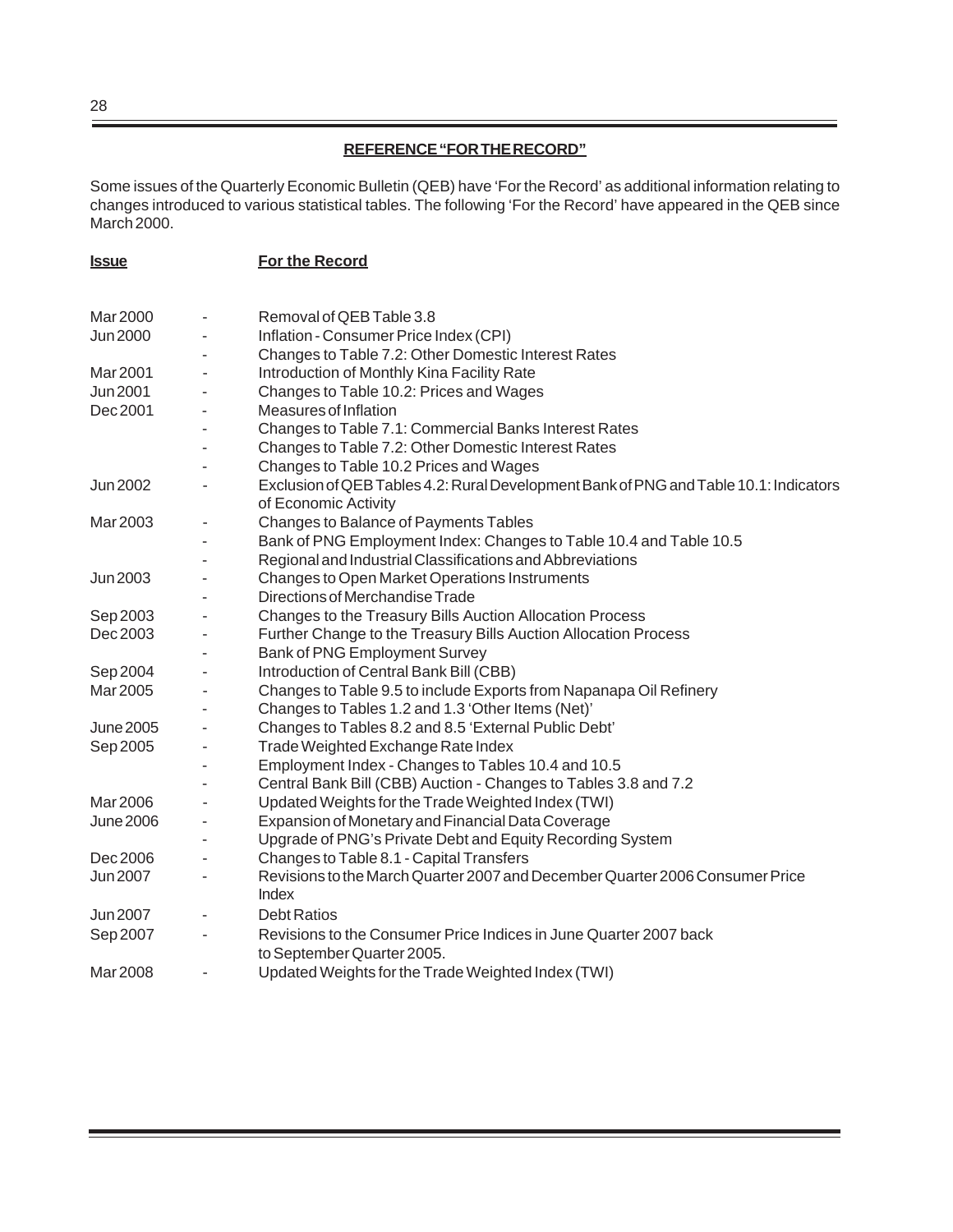## REFERENCE "FOR THE RECORD"

Some issues of the Quarterly Economic Bulletin (QEB) have 'For the Record' as additional information relating to changes introduced to various statistical tables. The following 'For the Record' have appeared in the QEB since March 2000.

| Issue | | For the Record |
|---|---|---|
| Mar 2000 | - | Removal of QEB Table 3.8 |
| Jun 2000 | - | Inflation - Consumer Price Index (CPI) |
| | - | Changes to Table 7.2: Other Domestic Interest Rates |
| Mar 2001 | - | Introduction of Monthly Kina Facility Rate |
| Jun 2001 | - | Changes to Table 10.2: Prices and Wages |
| Dec 2001 | - | Measures of Inflation |
| | - | Changes to Table 7.1: Commercial Banks Interest Rates |
| | - | Changes to Table 7.2: Other Domestic Interest Rates |
| | - | Changes to Table 10.2 Prices and Wages |
| Jun 2002 | - | Exclusion of QEB Tables 4.2: Rural Development Bank of PNG and Table 10.1: Indicators of Economic Activity |
| Mar 2003 | - | Changes to Balance of Payments Tables |
| | - | Bank of PNG Employment Index: Changes to Table 10.4 and Table 10.5 |
| | - | Regional and Industrial Classifications and Abbreviations |
| Jun 2003 | - | Changes to Open Market Operations Instruments |
| | - | Directions of Merchandise Trade |
| Sep 2003 | - | Changes to the Treasury Bills Auction Allocation Process |
| Dec 2003 | - | Further Change to the Treasury Bills Auction Allocation Process |
| | - | Bank of PNG Employment Survey |
| Sep 2004 | - | Introduction of Central Bank Bill (CBB) |
| Mar 2005 | - | Changes to Table 9.5 to include Exports from Napanapa Oil Refinery |
| | - | Changes to Tables 1.2 and 1.3 'Other Items (Net)' |
| June 2005 | - | Changes to Tables 8.2 and 8.5 'External Public Debt' |
| Sep 2005 | - | Trade Weighted Exchange Rate Index |
| | - | Employment Index - Changes to Tables 10.4 and 10.5 |
| | - | Central Bank Bill (CBB) Auction - Changes to Tables 3.8 and 7.2 |
| Mar 2006 | - | Updated Weights for the Trade Weighted Index (TWI) |
| June 2006 | - | Expansion of Monetary and Financial Data Coverage |
| | - | Upgrade of PNG's Private Debt and Equity Recording System |
| Dec 2006 | - | Changes to Table 8.1 - Capital Transfers |
| Jun 2007 | - | Revisions to the March Quarter 2007 and December Quarter 2006 Consumer Price Index |
| Jun 2007 | - | Debt Ratios |
| Sep 2007 | - | Revisions to the Consumer Price Indices in June Quarter 2007 back to September Quarter 2005. |
| Mar 2008 | - | Updated Weights for the Trade Weighted Index (TWI) |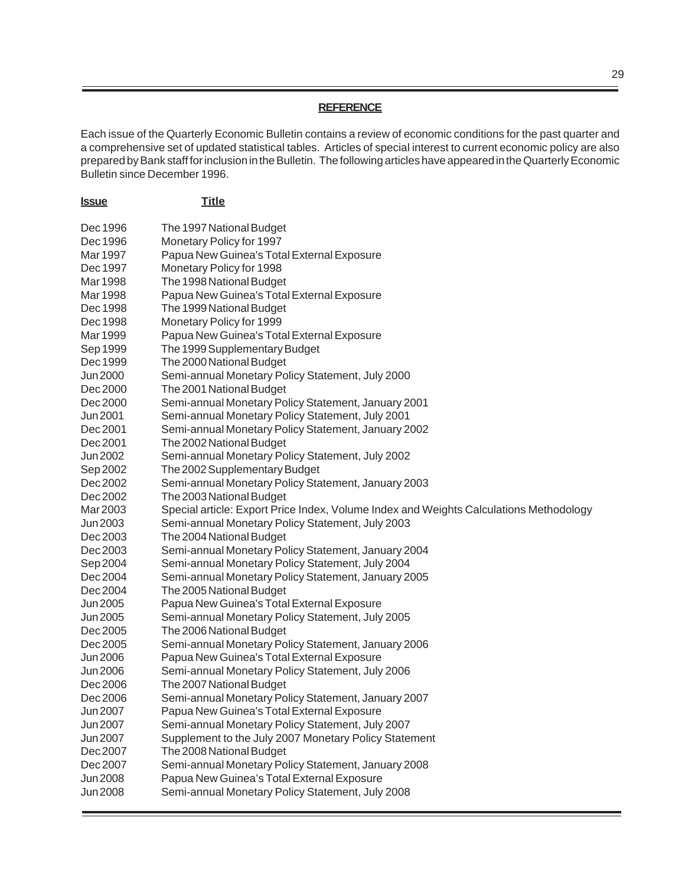## REFERENCE

Each issue of the Quarterly Economic Bulletin contains a review of economic conditions for the past quarter and a comprehensive set of updated statistical tables. Articles of special interest to current economic policy are also prepared by Bank staff for inclusion in the Bulletin. The following articles have appeared in the Quarterly Economic Bulletin since December 1996.

| Issue | Title |
|---|---|
| Dec 1996 | The 1997 National Budget |
| Dec 1996 | Monetary Policy for 1997 |
| Mar 1997 | Papua New Guinea's Total External Exposure |
| Dec 1997 | Monetary Policy for 1998 |
| Mar 1998 | The 1998 National Budget |
| Mar 1998 | Papua New Guinea's Total External Exposure |
| Dec 1998 | The 1999 National Budget |
| Dec 1998 | Monetary Policy for 1999 |
| Mar 1999 | Papua New Guinea's Total External Exposure |
| Sep 1999 | The 1999 Supplementary Budget |
| Dec 1999 | The 2000 National Budget |
| Jun 2000 | Semi-annual Monetary Policy Statement, July 2000 |
| Dec 2000 | The 2001 National Budget |
| Dec 2000 | Semi-annual Monetary Policy Statement, January 2001 |
| Jun 2001 | Semi-annual Monetary Policy Statement, July 2001 |
| Dec 2001 | Semi-annual Monetary Policy Statement, January 2002 |
| Dec 2001 | The 2002 National Budget |
| Jun 2002 | Semi-annual Monetary Policy Statement, July 2002 |
| Sep 2002 | The 2002 Supplementary Budget |
| Dec 2002 | Semi-annual Monetary Policy Statement, January 2003 |
| Dec 2002 | The 2003 National Budget |
| Mar 2003 | Special article: Export Price Index, Volume Index and Weights Calculations Methodology |
| Jun 2003 | Semi-annual Monetary Policy Statement, July 2003 |
| Dec 2003 | The 2004 National Budget |
| Dec 2003 | Semi-annual Monetary Policy Statement, January 2004 |
| Sep 2004 | Semi-annual Monetary Policy Statement, July 2004 |
| Dec 2004 | Semi-annual Monetary Policy Statement, January 2005 |
| Dec 2004 | The 2005 National Budget |
| Jun 2005 | Papua New Guinea's Total External Exposure |
| Jun 2005 | Semi-annual Monetary Policy Statement, July 2005 |
| Dec 2005 | The 2006 National Budget |
| Dec 2005 | Semi-annual Monetary Policy Statement, January 2006 |
| Jun 2006 | Papua New Guinea's Total External Exposure |
| Jun 2006 | Semi-annual Monetary Policy Statement, July 2006 |
| Dec 2006 | The 2007 National Budget |
| Dec 2006 | Semi-annual Monetary Policy Statement, January 2007 |
| Jun 2007 | Papua New Guinea's Total External Exposure |
| Jun 2007 | Semi-annual Monetary Policy Statement, July 2007 |
| Jun 2007 | Supplement to the July 2007 Monetary Policy Statement |
| Dec 2007 | The 2008 National Budget |
| Dec 2007 | Semi-annual Monetary Policy Statement, January 2008 |
| Jun 2008 | Papua New Guinea's Total External Exposure |
| Jun 2008 | Semi-annual Monetary Policy Statement, July 2008 |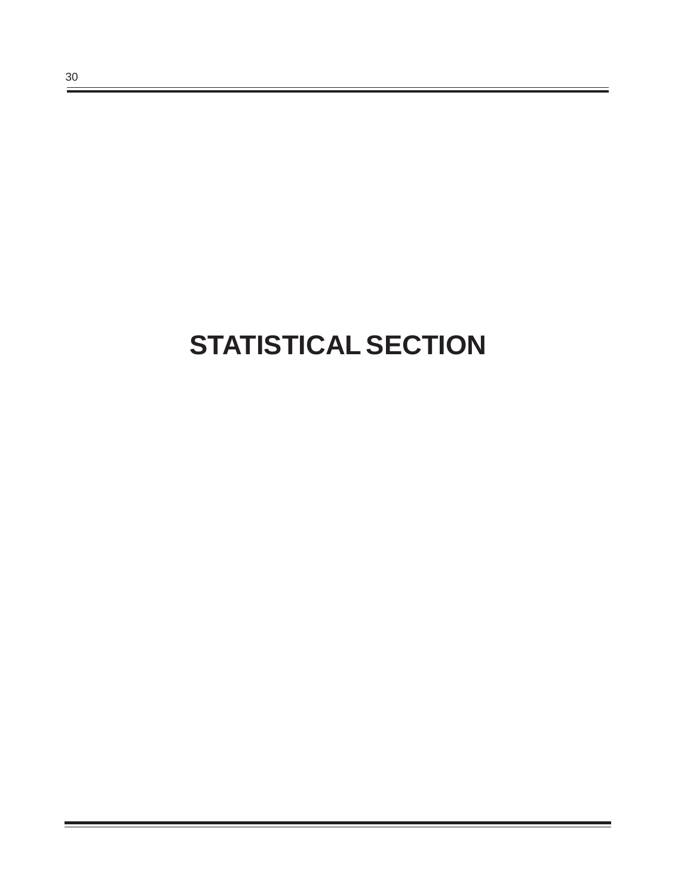# STATISTICAL SECTION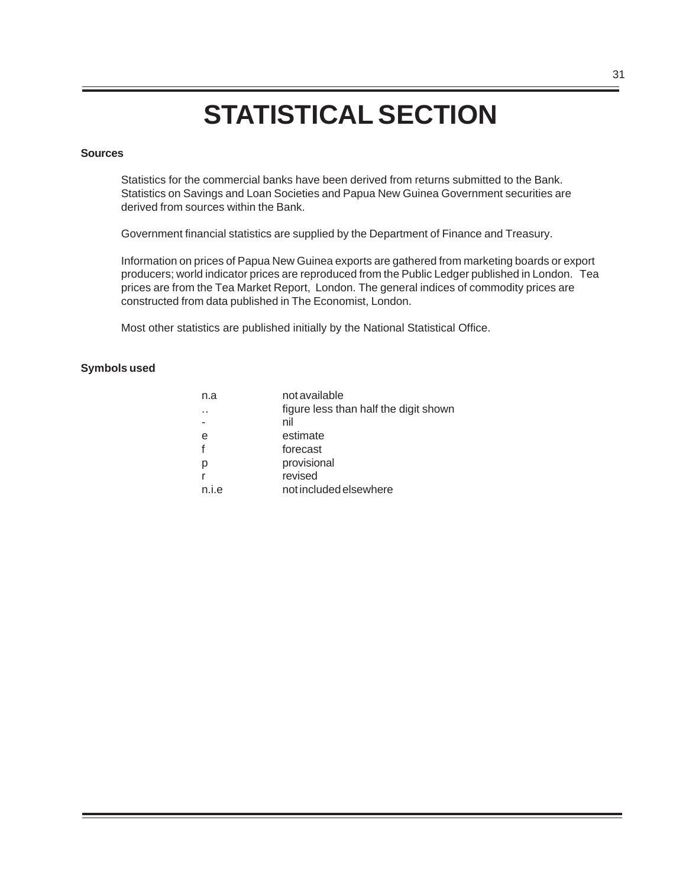# STATISTICAL SECTION

**Sources**

Statistics for the commercial banks have been derived from returns submitted to the Bank. Statistics on Savings and Loan Societies and Papua New Guinea Government securities are derived from sources within the Bank.

Government financial statistics are supplied by the Department of Finance and Treasury.

Information on prices of Papua New Guinea exports are gathered from marketing boards or export producers; world indicator prices are reproduced from the Public Ledger published in London. Tea prices are from the Tea Market Report, London. The general indices of commodity prices are constructed from data published in The Economist, London.

Most other statistics are published initially by the National Statistical Office.

**Symbols used**

| | |
|---|---|
| n.a | not available |
| .. | figure less than half the digit shown |
| - | nil |
| e | estimate |
| f | forecast |
| p | provisional |
| r | revised |
| n.i.e | not included elsewhere |